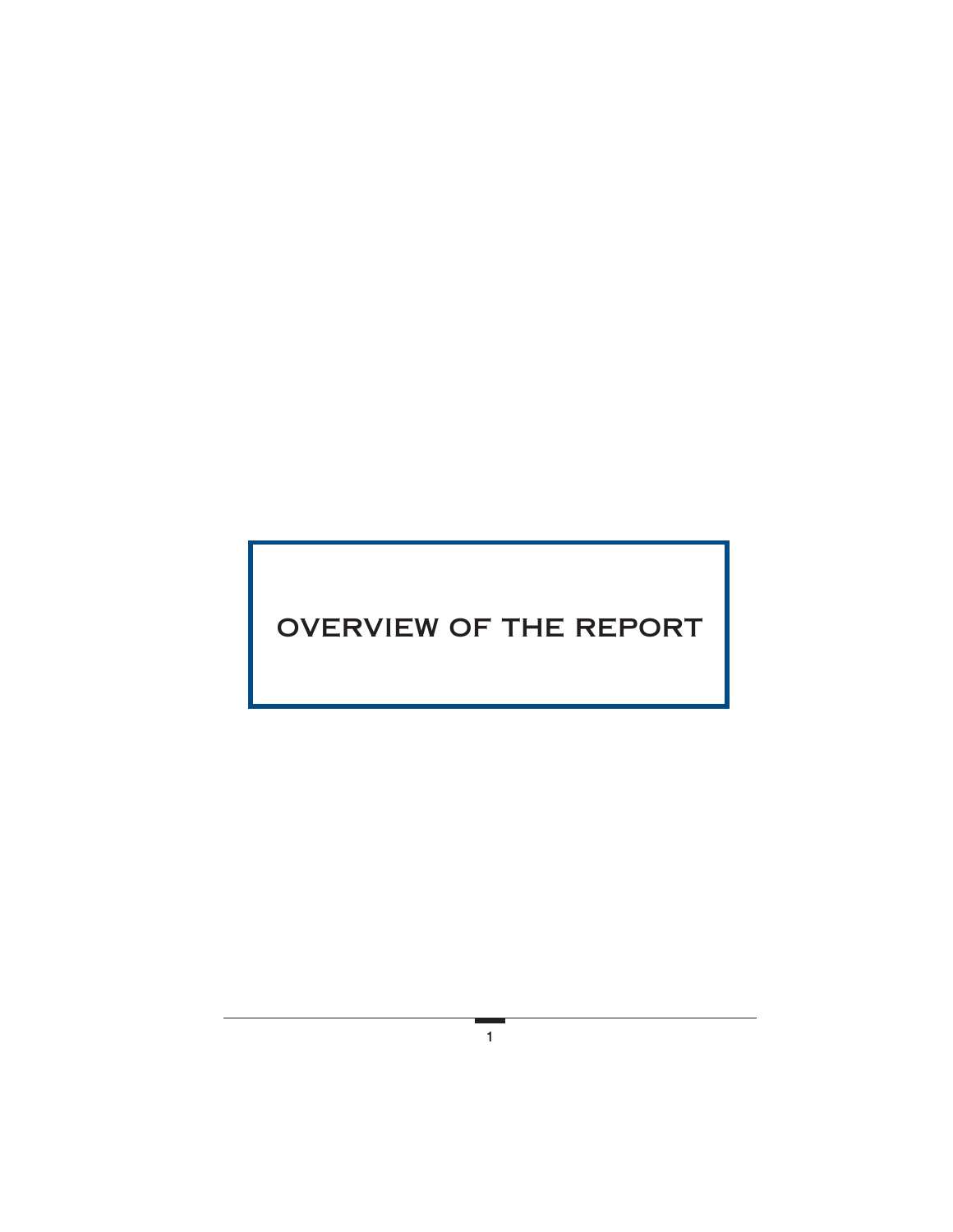# OVERVIEW OF THE REPORT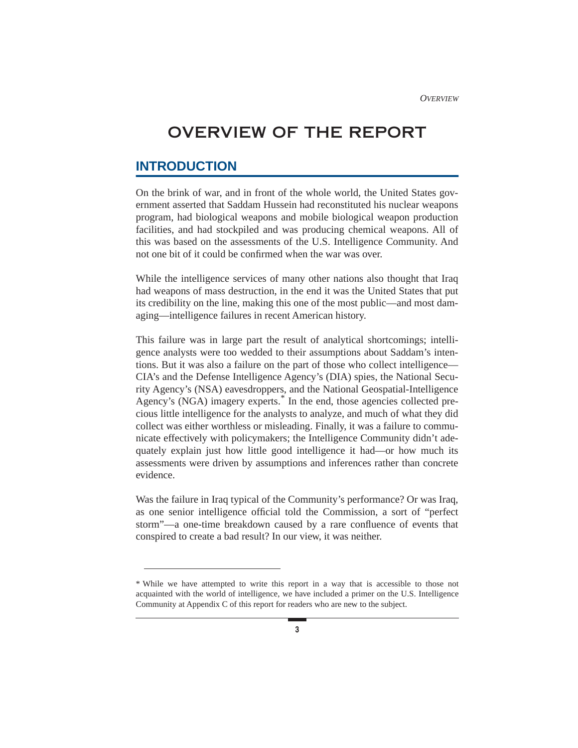# OVERVIEW OF THE REPORT

## INTRODUCTION

On the brink of war, and in front of the whole world, the United States government asserted that Saddam Hussein had reconstituted his nuclear weapons program, had biological weapons and mobile biological weapon production facilities, and had stockpiled and was producing chemical weapons. All of this was based on the assessments of the U.S. Intelligence Community. And not one bit of it could be confirmed when the war was over.

While the intelligence services of many other nations also thought that Iraq had weapons of mass destruction, in the end it was the United States that put its credibility on the line, making this one of the most public—and most damaging—intelligence failures in recent American history.

This failure was in large part the result of analytical shortcomings; intelligence analysts were too wedded to their assumptions about Saddam's intentions. But it was also a failure on the part of those who collect intelligence—CIA's and the Defense Intelligence Agency's (DIA) spies, the National Security Agency's (NSA) eavesdroppers, and the National Geospatial-Intelligence Agency's (NGA) imagery experts.* In the end, those agencies collected precious little intelligence for the analysts to analyze, and much of what they did collect was either worthless or misleading. Finally, it was a failure to communicate effectively with policymakers; the Intelligence Community didn't adequately explain just how little good intelligence it had—or how much its assessments were driven by assumptions and inferences rather than concrete evidence.

Was the failure in Iraq typical of the Community's performance? Or was Iraq, as one senior intelligence official told the Commission, a sort of "perfect storm"—a one-time breakdown caused by a rare confluence of events that conspired to create a bad result? In our view, it was neither.

---

* While we have attempted to write this report in a way that is accessible to those not acquainted with the world of intelligence, we have included a primer on the U.S. Intelligence Community at Appendix C of this report for readers who are new to the subject.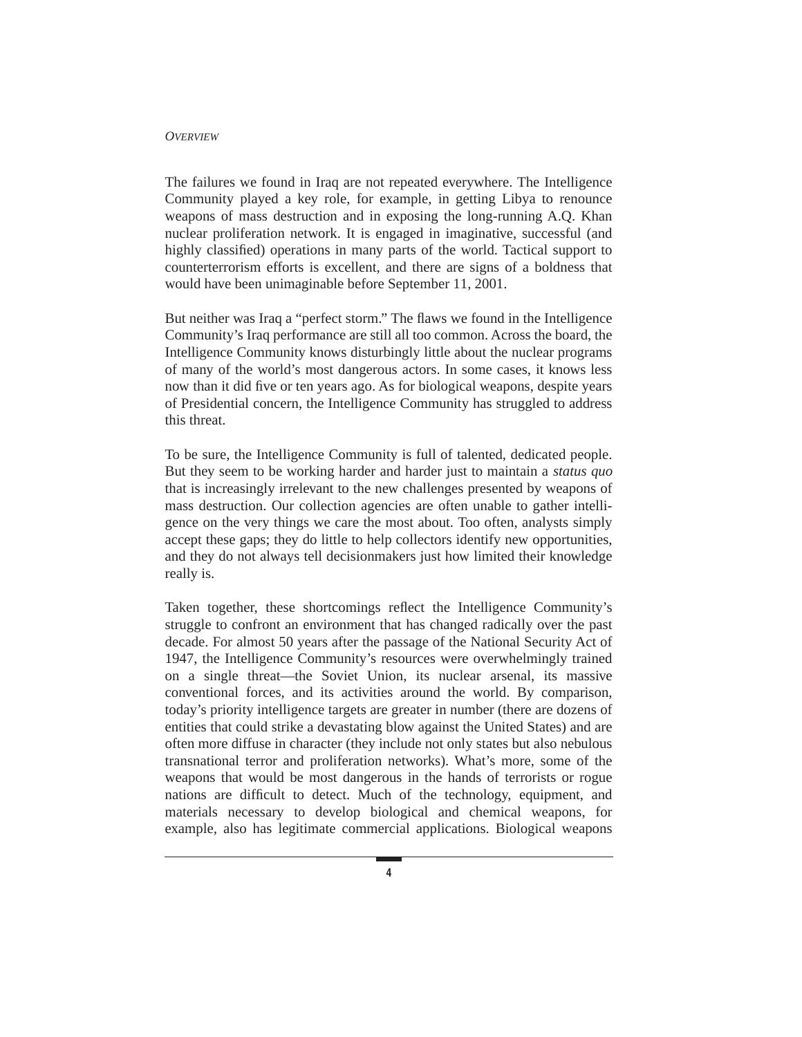The failures we found in Iraq are not repeated everywhere. The Intelligence Community played a key role, for example, in getting Libya to renounce weapons of mass destruction and in exposing the long-running A.Q. Khan nuclear proliferation network. It is engaged in imaginative, successful (and highly classified) operations in many parts of the world. Tactical support to counterterrorism efforts is excellent, and there are signs of a boldness that would have been unimaginable before September 11, 2001.

But neither was Iraq a "perfect storm." The flaws we found in the Intelligence Community's Iraq performance are still all too common. Across the board, the Intelligence Community knows disturbingly little about the nuclear programs of many of the world's most dangerous actors. In some cases, it knows less now than it did five or ten years ago. As for biological weapons, despite years of Presidential concern, the Intelligence Community has struggled to address this threat.

To be sure, the Intelligence Community is full of talented, dedicated people. But they seem to be working harder and harder just to maintain a *status quo* that is increasingly irrelevant to the new challenges presented by weapons of mass destruction. Our collection agencies are often unable to gather intelligence on the very things we care the most about. Too often, analysts simply accept these gaps; they do little to help collectors identify new opportunities, and they do not always tell decisionmakers just how limited their knowledge really is.

Taken together, these shortcomings reflect the Intelligence Community's struggle to confront an environment that has changed radically over the past decade. For almost 50 years after the passage of the National Security Act of 1947, the Intelligence Community's resources were overwhelmingly trained on a single threat—the Soviet Union, its nuclear arsenal, its massive conventional forces, and its activities around the world. By comparison, today's priority intelligence targets are greater in number (there are dozens of entities that could strike a devastating blow against the United States) and are often more diffuse in character (they include not only states but also nebulous transnational terror and proliferation networks). What's more, some of the weapons that would be most dangerous in the hands of terrorists or rogue nations are difficult to detect. Much of the technology, equipment, and materials necessary to develop biological and chemical weapons, for example, also has legitimate commercial applications. Biological weapons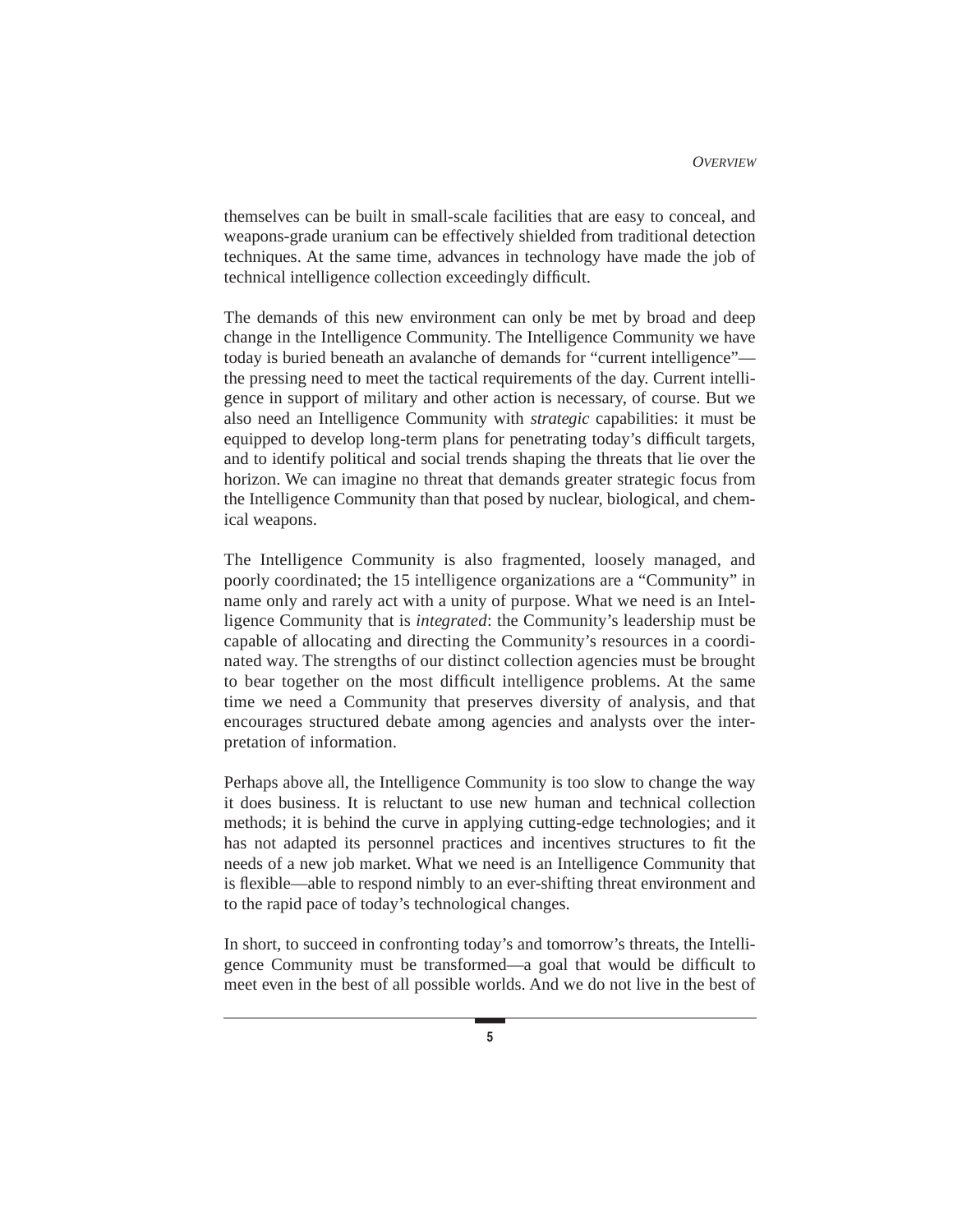themselves can be built in small-scale facilities that are easy to conceal, and weapons-grade uranium can be effectively shielded from traditional detection techniques. At the same time, advances in technology have made the job of technical intelligence collection exceedingly difficult.

The demands of this new environment can only be met by broad and deep change in the Intelligence Community. The Intelligence Community we have today is buried beneath an avalanche of demands for "current intelligence"—the pressing need to meet the tactical requirements of the day. Current intelligence in support of military and other action is necessary, of course. But we also need an Intelligence Community with *strategic* capabilities: it must be equipped to develop long-term plans for penetrating today's difficult targets, and to identify political and social trends shaping the threats that lie over the horizon. We can imagine no threat that demands greater strategic focus from the Intelligence Community than that posed by nuclear, biological, and chemical weapons.

The Intelligence Community is also fragmented, loosely managed, and poorly coordinated; the 15 intelligence organizations are a "Community" in name only and rarely act with a unity of purpose. What we need is an Intelligence Community that is *integrated*: the Community's leadership must be capable of allocating and directing the Community's resources in a coordinated way. The strengths of our distinct collection agencies must be brought to bear together on the most difficult intelligence problems. At the same time we need a Community that preserves diversity of analysis, and that encourages structured debate among agencies and analysts over the interpretation of information.

Perhaps above all, the Intelligence Community is too slow to change the way it does business. It is reluctant to use new human and technical collection methods; it is behind the curve in applying cutting-edge technologies; and it has not adapted its personnel practices and incentives structures to fit the needs of a new job market. What we need is an Intelligence Community that is flexible—able to respond nimbly to an ever-shifting threat environment and to the rapid pace of today's technological changes.

In short, to succeed in confronting today's and tomorrow's threats, the Intelligence Community must be transformed—a goal that would be difficult to meet even in the best of all possible worlds. And we do not live in the best of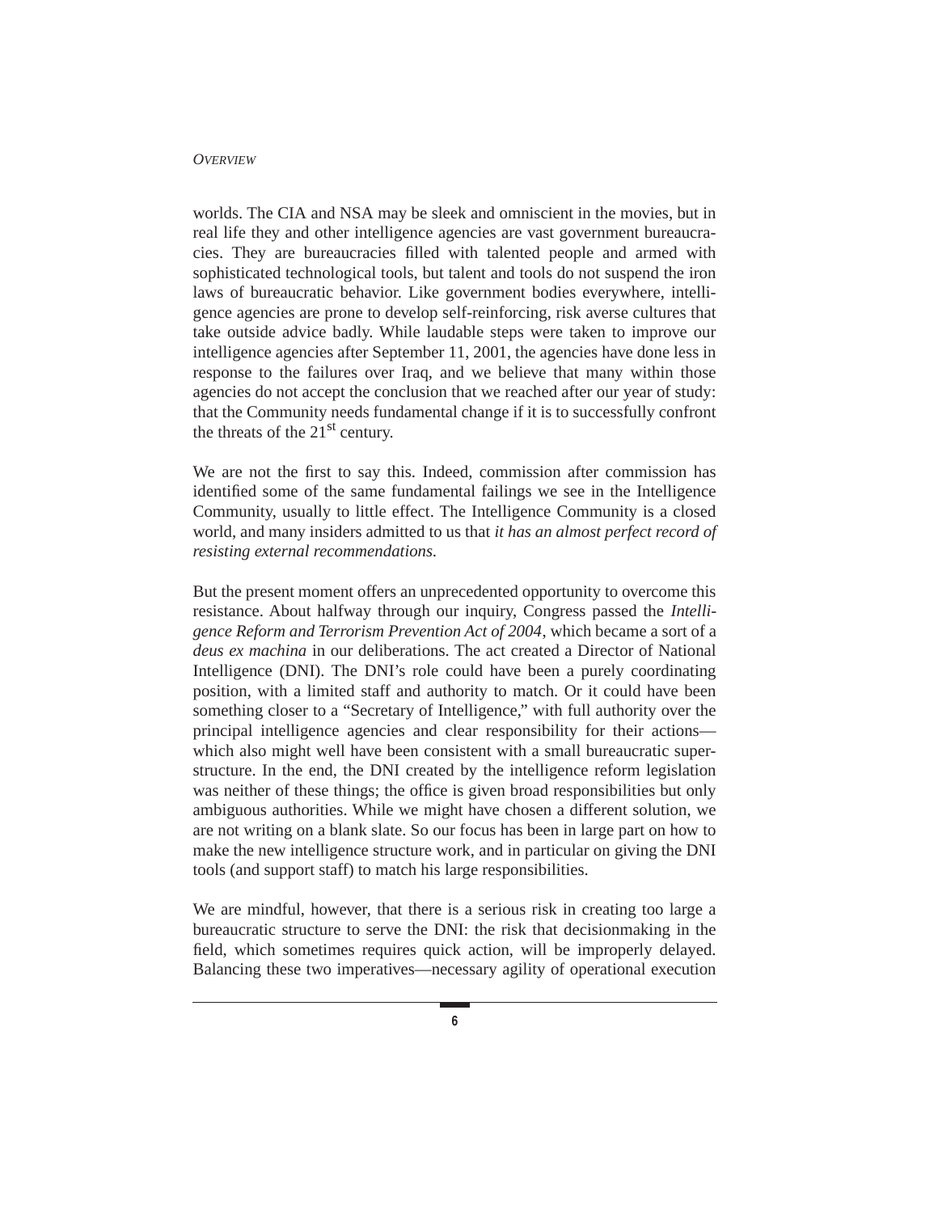worlds. The CIA and NSA may be sleek and omniscient in the movies, but in real life they and other intelligence agencies are vast government bureaucracies. They are bureaucracies filled with talented people and armed with sophisticated technological tools, but talent and tools do not suspend the iron laws of bureaucratic behavior. Like government bodies everywhere, intelligence agencies are prone to develop self-reinforcing, risk averse cultures that take outside advice badly. While laudable steps were taken to improve our intelligence agencies after September 11, 2001, the agencies have done less in response to the failures over Iraq, and we believe that many within those agencies do not accept the conclusion that we reached after our year of study: that the Community needs fundamental change if it is to successfully confront the threats of the 21st century.

We are not the first to say this. Indeed, commission after commission has identified some of the same fundamental failings we see in the Intelligence Community, usually to little effect. The Intelligence Community is a closed world, and many insiders admitted to us that *it has an almost perfect record of resisting external recommendations.*

But the present moment offers an unprecedented opportunity to overcome this resistance. About halfway through our inquiry, Congress passed the *Intelligence Reform and Terrorism Prevention Act of 2004*, which became a sort of a *deus ex machina* in our deliberations. The act created a Director of National Intelligence (DNI). The DNI's role could have been a purely coordinating position, with a limited staff and authority to match. Or it could have been something closer to a "Secretary of Intelligence," with full authority over the principal intelligence agencies and clear responsibility for their actions—which also might well have been consistent with a small bureaucratic superstructure. In the end, the DNI created by the intelligence reform legislation was neither of these things; the office is given broad responsibilities but only ambiguous authorities. While we might have chosen a different solution, we are not writing on a blank slate. So our focus has been in large part on how to make the new intelligence structure work, and in particular on giving the DNI tools (and support staff) to match his large responsibilities.

We are mindful, however, that there is a serious risk in creating too large a bureaucratic structure to serve the DNI: the risk that decisionmaking in the field, which sometimes requires quick action, will be improperly delayed. Balancing these two imperatives—necessary agility of operational execution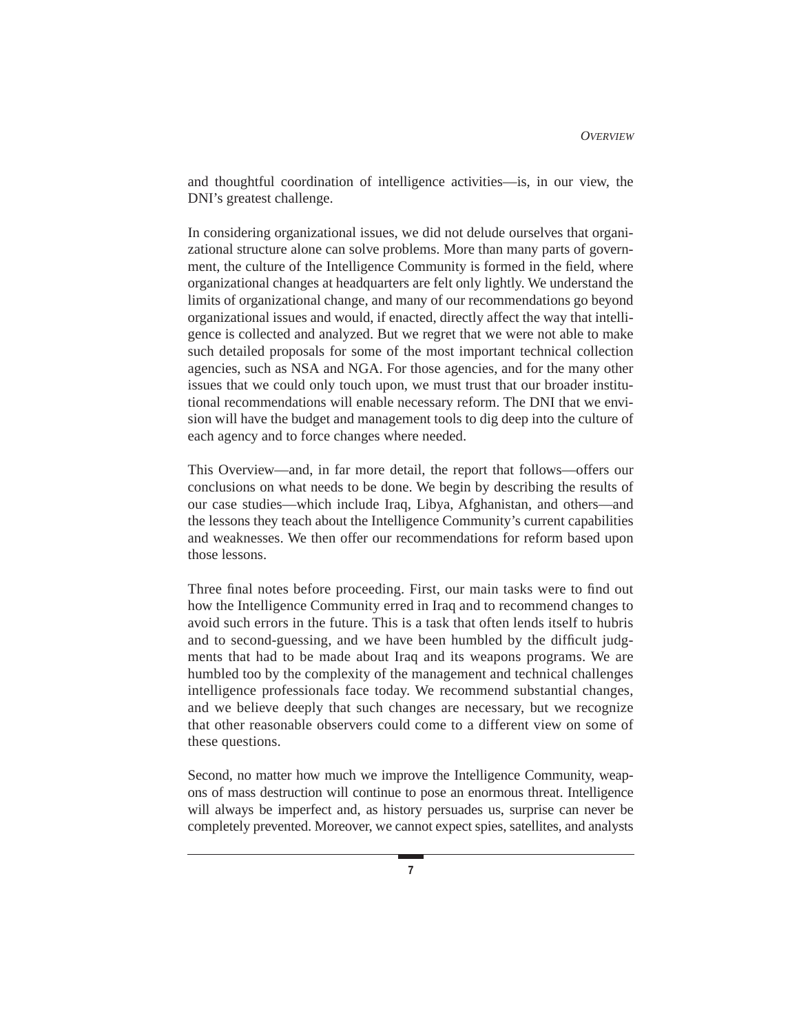and thoughtful coordination of intelligence activities—is, in our view, the DNI's greatest challenge.

In considering organizational issues, we did not delude ourselves that organizational structure alone can solve problems. More than many parts of government, the culture of the Intelligence Community is formed in the field, where organizational changes at headquarters are felt only lightly. We understand the limits of organizational change, and many of our recommendations go beyond organizational issues and would, if enacted, directly affect the way that intelligence is collected and analyzed. But we regret that we were not able to make such detailed proposals for some of the most important technical collection agencies, such as NSA and NGA. For those agencies, and for the many other issues that we could only touch upon, we must trust that our broader institutional recommendations will enable necessary reform. The DNI that we envision will have the budget and management tools to dig deep into the culture of each agency and to force changes where needed.

This Overview—and, in far more detail, the report that follows—offers our conclusions on what needs to be done. We begin by describing the results of our case studies—which include Iraq, Libya, Afghanistan, and others—and the lessons they teach about the Intelligence Community's current capabilities and weaknesses. We then offer our recommendations for reform based upon those lessons.

Three final notes before proceeding. First, our main tasks were to find out how the Intelligence Community erred in Iraq and to recommend changes to avoid such errors in the future. This is a task that often lends itself to hubris and to second-guessing, and we have been humbled by the difficult judgments that had to be made about Iraq and its weapons programs. We are humbled too by the complexity of the management and technical challenges intelligence professionals face today. We recommend substantial changes, and we believe deeply that such changes are necessary, but we recognize that other reasonable observers could come to a different view on some of these questions.

Second, no matter how much we improve the Intelligence Community, weapons of mass destruction will continue to pose an enormous threat. Intelligence will always be imperfect and, as history persuades us, surprise can never be completely prevented. Moreover, we cannot expect spies, satellites, and analysts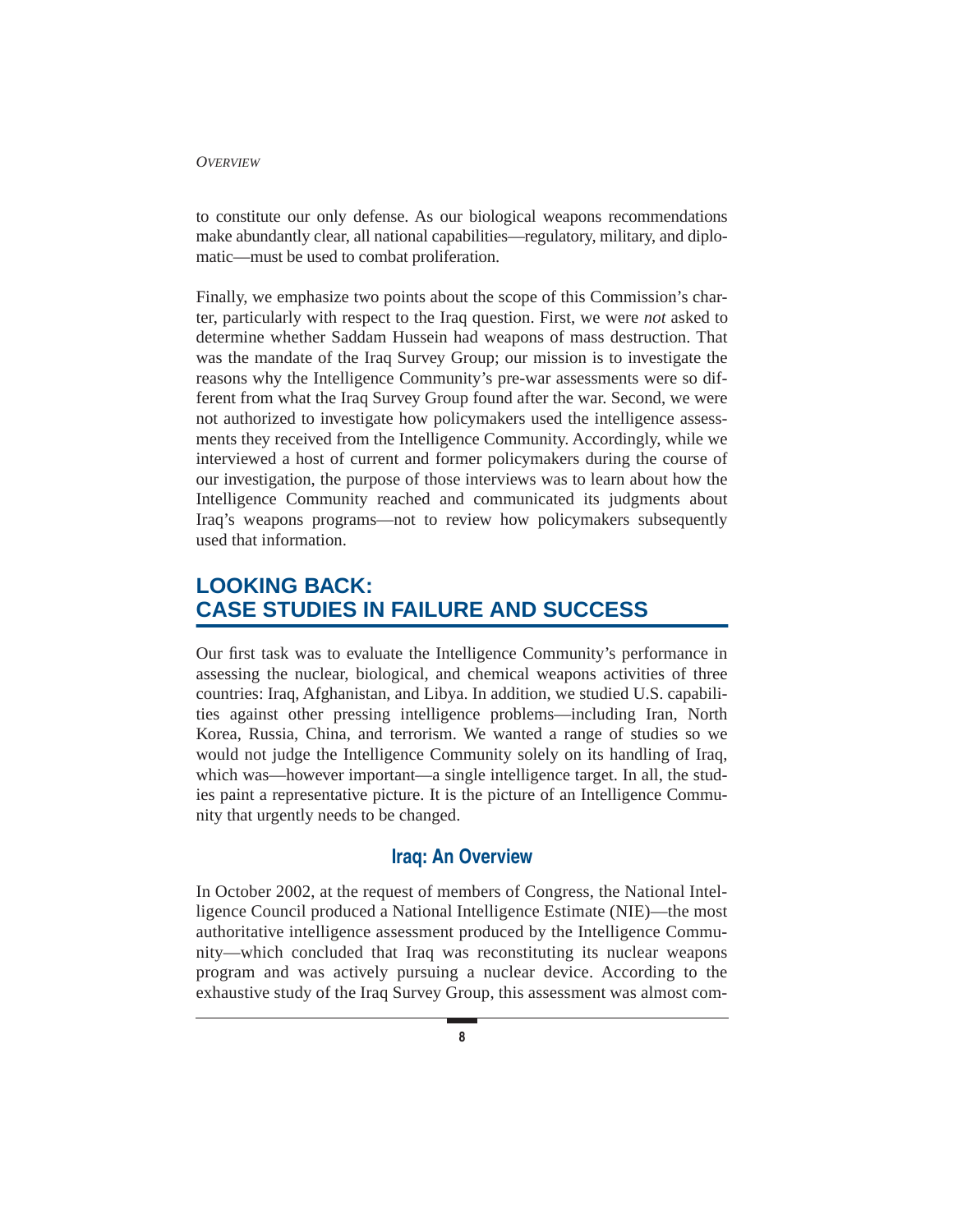to constitute our only defense. As our biological weapons recommendations make abundantly clear, all national capabilities—regulatory, military, and diplomatic—must be used to combat proliferation.

Finally, we emphasize two points about the scope of this Commission's charter, particularly with respect to the Iraq question. First, we were *not* asked to determine whether Saddam Hussein had weapons of mass destruction. That was the mandate of the Iraq Survey Group; our mission is to investigate the reasons why the Intelligence Community's pre-war assessments were so different from what the Iraq Survey Group found after the war. Second, we were not authorized to investigate how policymakers used the intelligence assessments they received from the Intelligence Community. Accordingly, while we interviewed a host of current and former policymakers during the course of our investigation, the purpose of those interviews was to learn about how the Intelligence Community reached and communicated its judgments about Iraq's weapons programs—not to review how policymakers subsequently used that information.

## LOOKING BACK: CASE STUDIES IN FAILURE AND SUCCESS

Our first task was to evaluate the Intelligence Community's performance in assessing the nuclear, biological, and chemical weapons activities of three countries: Iraq, Afghanistan, and Libya. In addition, we studied U.S. capabilities against other pressing intelligence problems—including Iran, North Korea, Russia, China, and terrorism. We wanted a range of studies so we would not judge the Intelligence Community solely on its handling of Iraq, which was—however important—a single intelligence target. In all, the studies paint a representative picture. It is the picture of an Intelligence Community that urgently needs to be changed.

### Iraq: An Overview

In October 2002, at the request of members of Congress, the National Intelligence Council produced a National Intelligence Estimate (NIE)—the most authoritative intelligence assessment produced by the Intelligence Community—which concluded that Iraq was reconstituting its nuclear weapons program and was actively pursuing a nuclear device. According to the exhaustive study of the Iraq Survey Group, this assessment was almost com-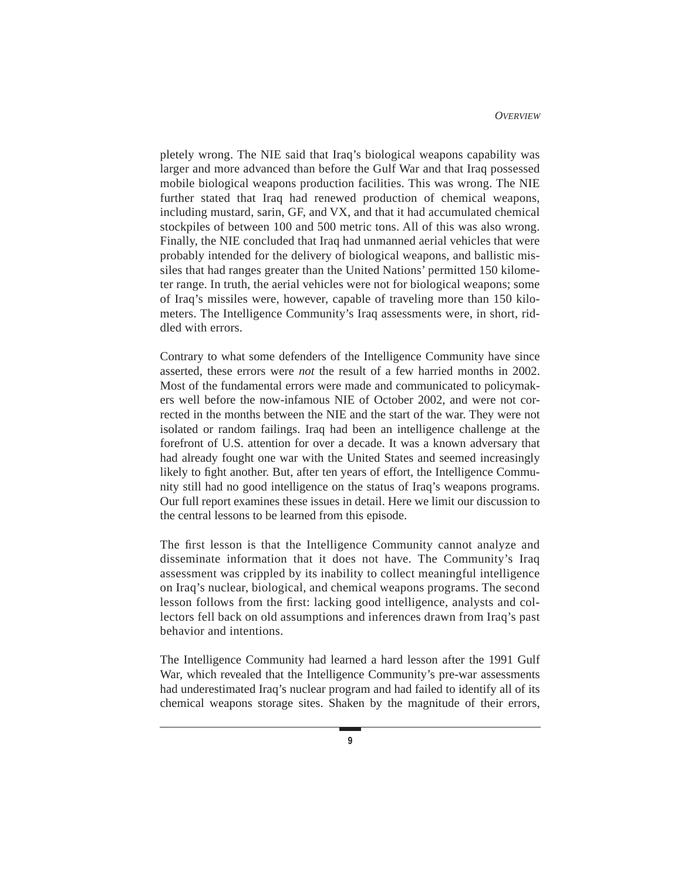pletely wrong. The NIE said that Iraq's biological weapons capability was larger and more advanced than before the Gulf War and that Iraq possessed mobile biological weapons production facilities. This was wrong. The NIE further stated that Iraq had renewed production of chemical weapons, including mustard, sarin, GF, and VX, and that it had accumulated chemical stockpiles of between 100 and 500 metric tons. All of this was also wrong. Finally, the NIE concluded that Iraq had unmanned aerial vehicles that were probably intended for the delivery of biological weapons, and ballistic missiles that had ranges greater than the United Nations' permitted 150 kilometer range. In truth, the aerial vehicles were not for biological weapons; some of Iraq's missiles were, however, capable of traveling more than 150 kilometers. The Intelligence Community's Iraq assessments were, in short, riddled with errors.

Contrary to what some defenders of the Intelligence Community have since asserted, these errors were *not* the result of a few harried months in 2002. Most of the fundamental errors were made and communicated to policymakers well before the now-infamous NIE of October 2002, and were not corrected in the months between the NIE and the start of the war. They were not isolated or random failings. Iraq had been an intelligence challenge at the forefront of U.S. attention for over a decade. It was a known adversary that had already fought one war with the United States and seemed increasingly likely to fight another. But, after ten years of effort, the Intelligence Community still had no good intelligence on the status of Iraq's weapons programs. Our full report examines these issues in detail. Here we limit our discussion to the central lessons to be learned from this episode.

The first lesson is that the Intelligence Community cannot analyze and disseminate information that it does not have. The Community's Iraq assessment was crippled by its inability to collect meaningful intelligence on Iraq's nuclear, biological, and chemical weapons programs. The second lesson follows from the first: lacking good intelligence, analysts and collectors fell back on old assumptions and inferences drawn from Iraq's past behavior and intentions.

The Intelligence Community had learned a hard lesson after the 1991 Gulf War, which revealed that the Intelligence Community's pre-war assessments had underestimated Iraq's nuclear program and had failed to identify all of its chemical weapons storage sites. Shaken by the magnitude of their errors,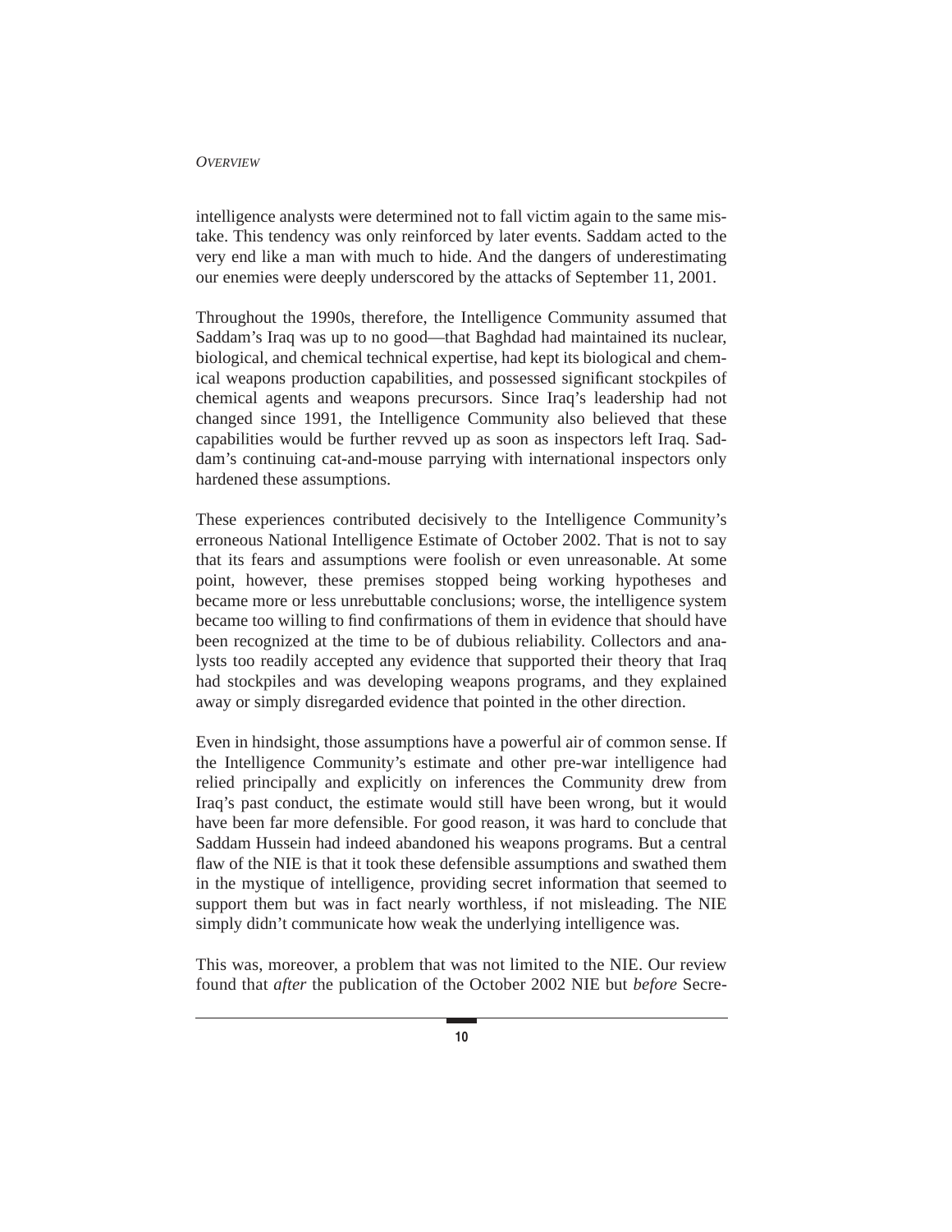intelligence analysts were determined not to fall victim again to the same mistake. This tendency was only reinforced by later events. Saddam acted to the very end like a man with much to hide. And the dangers of underestimating our enemies were deeply underscored by the attacks of September 11, 2001.

Throughout the 1990s, therefore, the Intelligence Community assumed that Saddam's Iraq was up to no good—that Baghdad had maintained its nuclear, biological, and chemical technical expertise, had kept its biological and chemical weapons production capabilities, and possessed significant stockpiles of chemical agents and weapons precursors. Since Iraq's leadership had not changed since 1991, the Intelligence Community also believed that these capabilities would be further revved up as soon as inspectors left Iraq. Saddam's continuing cat-and-mouse parrying with international inspectors only hardened these assumptions.

These experiences contributed decisively to the Intelligence Community's erroneous National Intelligence Estimate of October 2002. That is not to say that its fears and assumptions were foolish or even unreasonable. At some point, however, these premises stopped being working hypotheses and became more or less unrebuttable conclusions; worse, the intelligence system became too willing to find confirmations of them in evidence that should have been recognized at the time to be of dubious reliability. Collectors and analysts too readily accepted any evidence that supported their theory that Iraq had stockpiles and was developing weapons programs, and they explained away or simply disregarded evidence that pointed in the other direction.

Even in hindsight, those assumptions have a powerful air of common sense. If the Intelligence Community's estimate and other pre-war intelligence had relied principally and explicitly on inferences the Community drew from Iraq's past conduct, the estimate would still have been wrong, but it would have been far more defensible. For good reason, it was hard to conclude that Saddam Hussein had indeed abandoned his weapons programs. But a central flaw of the NIE is that it took these defensible assumptions and swathed them in the mystique of intelligence, providing secret information that seemed to support them but was in fact nearly worthless, if not misleading. The NIE simply didn't communicate how weak the underlying intelligence was.

This was, moreover, a problem that was not limited to the NIE. Our review found that *after* the publication of the October 2002 NIE but *before* Secre-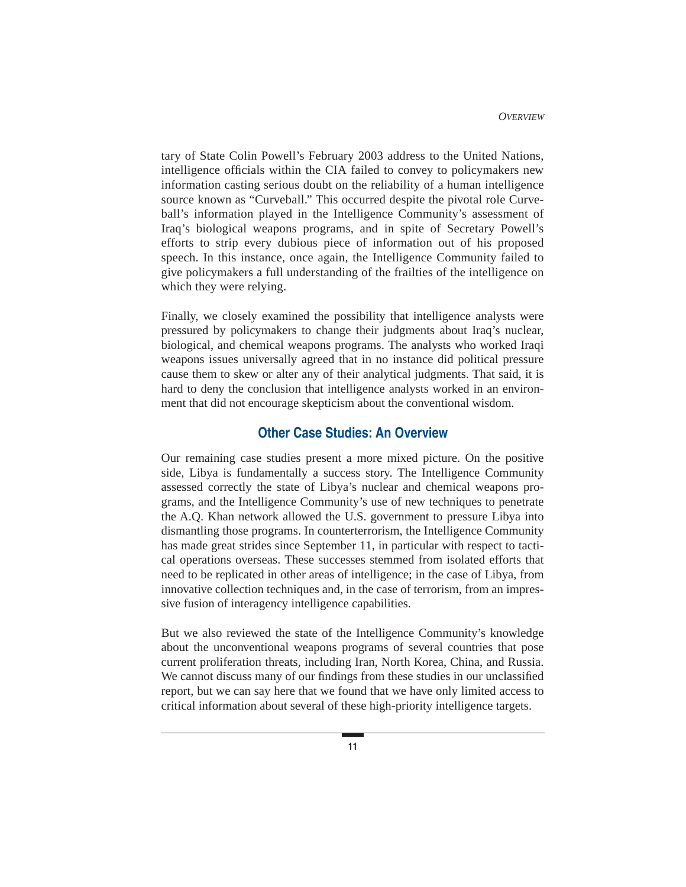tary of State Colin Powell's February 2003 address to the United Nations, intelligence officials within the CIA failed to convey to policymakers new information casting serious doubt on the reliability of a human intelligence source known as "Curveball." This occurred despite the pivotal role Curveball's information played in the Intelligence Community's assessment of Iraq's biological weapons programs, and in spite of Secretary Powell's efforts to strip every dubious piece of information out of his proposed speech. In this instance, once again, the Intelligence Community failed to give policymakers a full understanding of the frailties of the intelligence on which they were relying.

Finally, we closely examined the possibility that intelligence analysts were pressured by policymakers to change their judgments about Iraq's nuclear, biological, and chemical weapons programs. The analysts who worked Iraqi weapons issues universally agreed that in no instance did political pressure cause them to skew or alter any of their analytical judgments. That said, it is hard to deny the conclusion that intelligence analysts worked in an environment that did not encourage skepticism about the conventional wisdom.

## Other Case Studies: An Overview

Our remaining case studies present a more mixed picture. On the positive side, Libya is fundamentally a success story. The Intelligence Community assessed correctly the state of Libya's nuclear and chemical weapons programs, and the Intelligence Community's use of new techniques to penetrate the A.Q. Khan network allowed the U.S. government to pressure Libya into dismantling those programs. In counterterrorism, the Intelligence Community has made great strides since September 11, in particular with respect to tactical operations overseas. These successes stemmed from isolated efforts that need to be replicated in other areas of intelligence; in the case of Libya, from innovative collection techniques and, in the case of terrorism, from an impressive fusion of interagency intelligence capabilities.

But we also reviewed the state of the Intelligence Community's knowledge about the unconventional weapons programs of several countries that pose current proliferation threats, including Iran, North Korea, China, and Russia. We cannot discuss many of our findings from these studies in our unclassified report, but we can say here that we found that we have only limited access to critical information about several of these high-priority intelligence targets.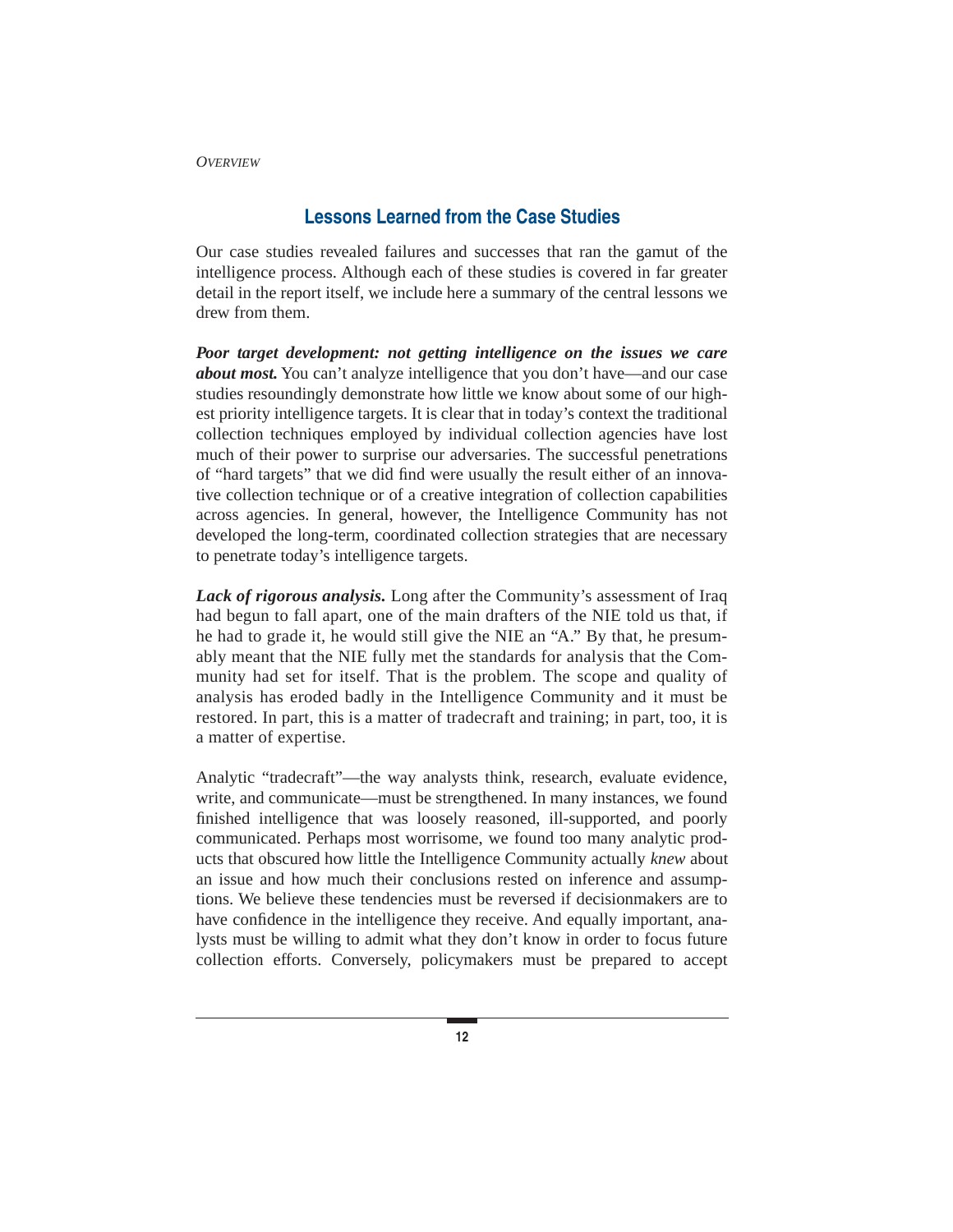## Lessons Learned from the Case Studies

Our case studies revealed failures and successes that ran the gamut of the intelligence process. Although each of these studies is covered in far greater detail in the report itself, we include here a summary of the central lessons we drew from them.

***Poor target development: not getting intelligence on the issues we care about most.*** You can't analyze intelligence that you don't have—and our case studies resoundingly demonstrate how little we know about some of our highest priority intelligence targets. It is clear that in today's context the traditional collection techniques employed by individual collection agencies have lost much of their power to surprise our adversaries. The successful penetrations of "hard targets" that we did find were usually the result either of an innovative collection technique or of a creative integration of collection capabilities across agencies. In general, however, the Intelligence Community has not developed the long-term, coordinated collection strategies that are necessary to penetrate today's intelligence targets.

***Lack of rigorous analysis.*** Long after the Community's assessment of Iraq had begun to fall apart, one of the main drafters of the NIE told us that, if he had to grade it, he would still give the NIE an "A." By that, he presumably meant that the NIE fully met the standards for analysis that the Community had set for itself. That is the problem. The scope and quality of analysis has eroded badly in the Intelligence Community and it must be restored. In part, this is a matter of tradecraft and training; in part, too, it is a matter of expertise.

Analytic "tradecraft"—the way analysts think, research, evaluate evidence, write, and communicate—must be strengthened. In many instances, we found finished intelligence that was loosely reasoned, ill-supported, and poorly communicated. Perhaps most worrisome, we found too many analytic products that obscured how little the Intelligence Community actually *knew* about an issue and how much their conclusions rested on inference and assumptions. We believe these tendencies must be reversed if decisionmakers are to have confidence in the intelligence they receive. And equally important, analysts must be willing to admit what they don't know in order to focus future collection efforts. Conversely, policymakers must be prepared to accept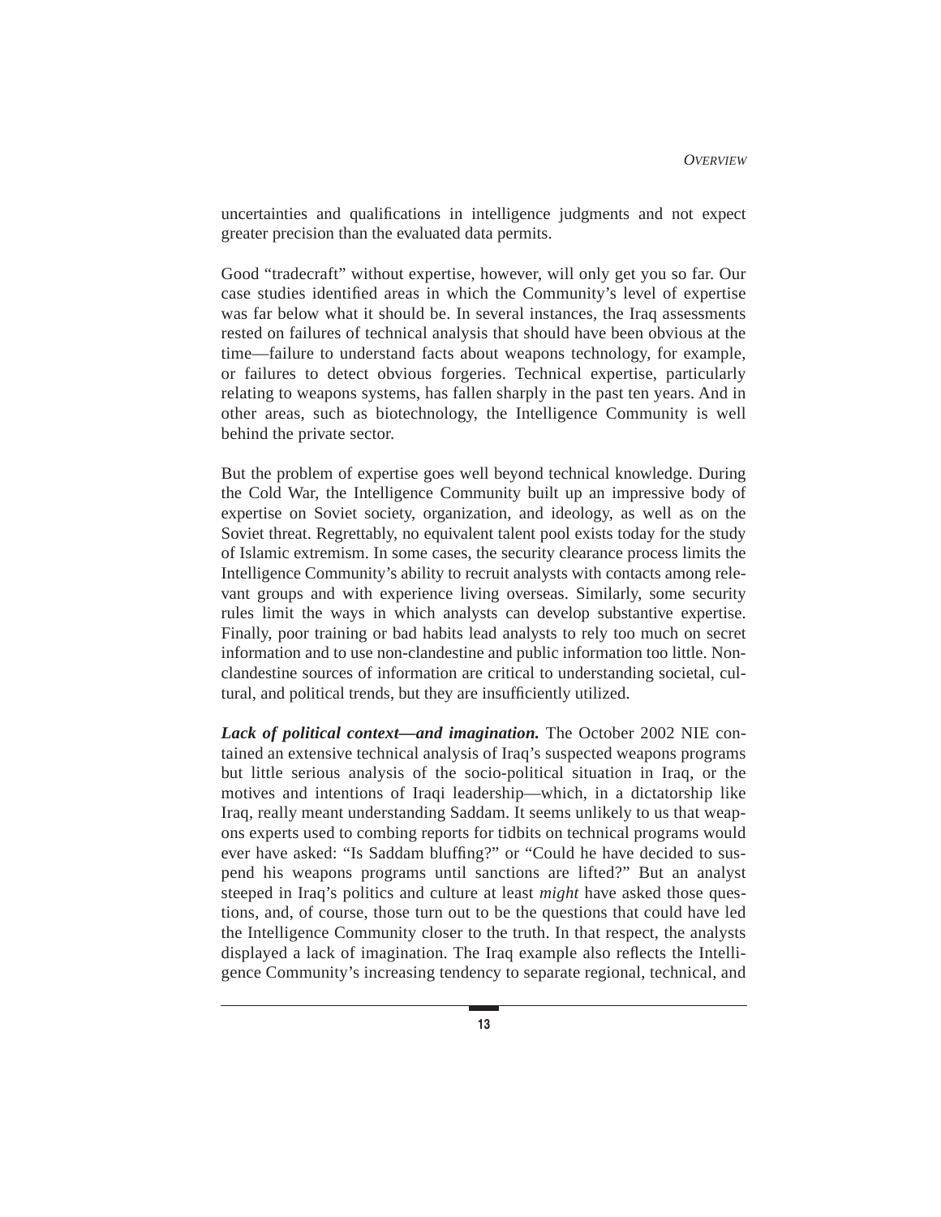uncertainties and qualifications in intelligence judgments and not expect greater precision than the evaluated data permits.

Good "tradecraft" without expertise, however, will only get you so far. Our case studies identified areas in which the Community's level of expertise was far below what it should be. In several instances, the Iraq assessments rested on failures of technical analysis that should have been obvious at the time—failure to understand facts about weapons technology, for example, or failures to detect obvious forgeries. Technical expertise, particularly relating to weapons systems, has fallen sharply in the past ten years. And in other areas, such as biotechnology, the Intelligence Community is well behind the private sector.

But the problem of expertise goes well beyond technical knowledge. During the Cold War, the Intelligence Community built up an impressive body of expertise on Soviet society, organization, and ideology, as well as on the Soviet threat. Regrettably, no equivalent talent pool exists today for the study of Islamic extremism. In some cases, the security clearance process limits the Intelligence Community's ability to recruit analysts with contacts among relevant groups and with experience living overseas. Similarly, some security rules limit the ways in which analysts can develop substantive expertise. Finally, poor training or bad habits lead analysts to rely too much on secret information and to use non-clandestine and public information too little. Non-clandestine sources of information are critical to understanding societal, cultural, and political trends, but they are insufficiently utilized.

***Lack of political context—and imagination.*** The October 2002 NIE contained an extensive technical analysis of Iraq's suspected weapons programs but little serious analysis of the socio-political situation in Iraq, or the motives and intentions of Iraqi leadership—which, in a dictatorship like Iraq, really meant understanding Saddam. It seems unlikely to us that weapons experts used to combing reports for tidbits on technical programs would ever have asked: "Is Saddam bluffing?" or "Could he have decided to suspend his weapons programs until sanctions are lifted?" But an analyst steeped in Iraq's politics and culture at least *might* have asked those questions, and, of course, those turn out to be the questions that could have led the Intelligence Community closer to the truth. In that respect, the analysts displayed a lack of imagination. The Iraq example also reflects the Intelligence Community's increasing tendency to separate regional, technical, and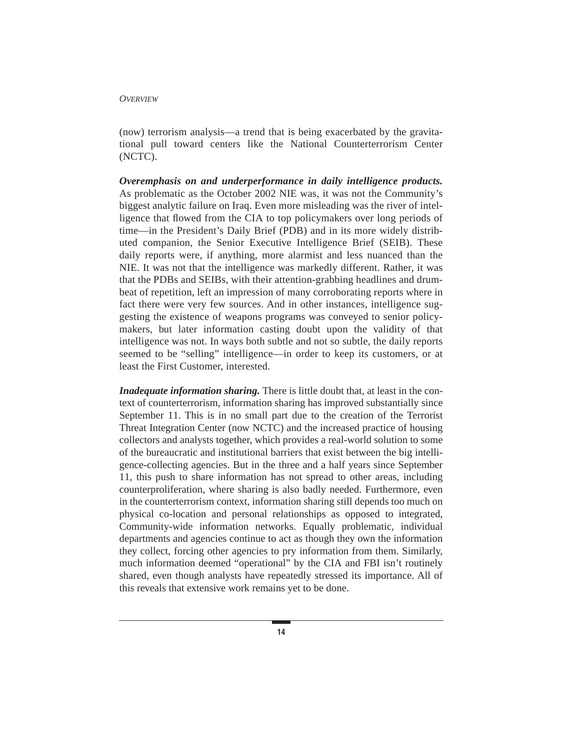(now) terrorism analysis—a trend that is being exacerbated by the gravitational pull toward centers like the National Counterterrorism Center (NCTC).

***Overemphasis on and underperformance in daily intelligence products.*** As problematic as the October 2002 NIE was, it was not the Community's biggest analytic failure on Iraq. Even more misleading was the river of intelligence that flowed from the CIA to top policymakers over long periods of time—in the President's Daily Brief (PDB) and in its more widely distributed companion, the Senior Executive Intelligence Brief (SEIB). These daily reports were, if anything, more alarmist and less nuanced than the NIE. It was not that the intelligence was markedly different. Rather, it was that the PDBs and SEIBs, with their attention-grabbing headlines and drumbeat of repetition, left an impression of many corroborating reports where in fact there were very few sources. And in other instances, intelligence suggesting the existence of weapons programs was conveyed to senior policymakers, but later information casting doubt upon the validity of that intelligence was not. In ways both subtle and not so subtle, the daily reports seemed to be "selling" intelligence—in order to keep its customers, or at least the First Customer, interested.

***Inadequate information sharing.*** There is little doubt that, at least in the context of counterterrorism, information sharing has improved substantially since September 11. This is in no small part due to the creation of the Terrorist Threat Integration Center (now NCTC) and the increased practice of housing collectors and analysts together, which provides a real-world solution to some of the bureaucratic and institutional barriers that exist between the big intelligence-collecting agencies. But in the three and a half years since September 11, this push to share information has not spread to other areas, including counterproliferation, where sharing is also badly needed. Furthermore, even in the counterterrorism context, information sharing still depends too much on physical co-location and personal relationships as opposed to integrated, Community-wide information networks. Equally problematic, individual departments and agencies continue to act as though they own the information they collect, forcing other agencies to pry information from them. Similarly, much information deemed "operational" by the CIA and FBI isn't routinely shared, even though analysts have repeatedly stressed its importance. All of this reveals that extensive work remains yet to be done.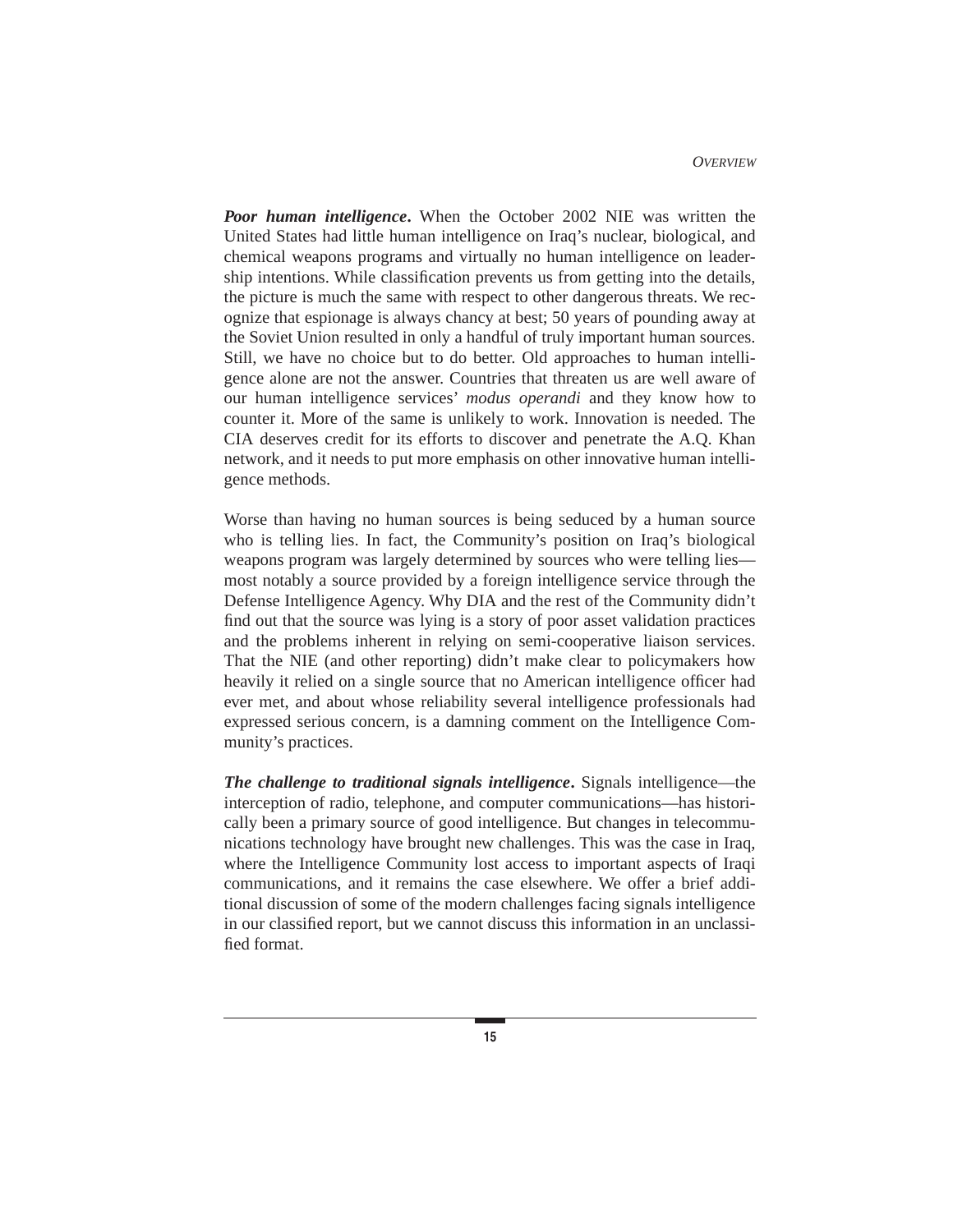***Poor human intelligence*.** When the October 2002 NIE was written the United States had little human intelligence on Iraq's nuclear, biological, and chemical weapons programs and virtually no human intelligence on leadership intentions. While classification prevents us from getting into the details, the picture is much the same with respect to other dangerous threats. We recognize that espionage is always chancy at best; 50 years of pounding away at the Soviet Union resulted in only a handful of truly important human sources. Still, we have no choice but to do better. Old approaches to human intelligence alone are not the answer. Countries that threaten us are well aware of our human intelligence services' *modus operandi* and they know how to counter it. More of the same is unlikely to work. Innovation is needed. The CIA deserves credit for its efforts to discover and penetrate the A.Q. Khan network, and it needs to put more emphasis on other innovative human intelligence methods.

Worse than having no human sources is being seduced by a human source who is telling lies. In fact, the Community's position on Iraq's biological weapons program was largely determined by sources who were telling lies—most notably a source provided by a foreign intelligence service through the Defense Intelligence Agency. Why DIA and the rest of the Community didn't find out that the source was lying is a story of poor asset validation practices and the problems inherent in relying on semi-cooperative liaison services. That the NIE (and other reporting) didn't make clear to policymakers how heavily it relied on a single source that no American intelligence officer had ever met, and about whose reliability several intelligence professionals had expressed serious concern, is a damning comment on the Intelligence Community's practices.

***The challenge to traditional signals intelligence*.** Signals intelligence—the interception of radio, telephone, and computer communications—has historically been a primary source of good intelligence. But changes in telecommunications technology have brought new challenges. This was the case in Iraq, where the Intelligence Community lost access to important aspects of Iraqi communications, and it remains the case elsewhere. We offer a brief additional discussion of some of the modern challenges facing signals intelligence in our classified report, but we cannot discuss this information in an unclassified format.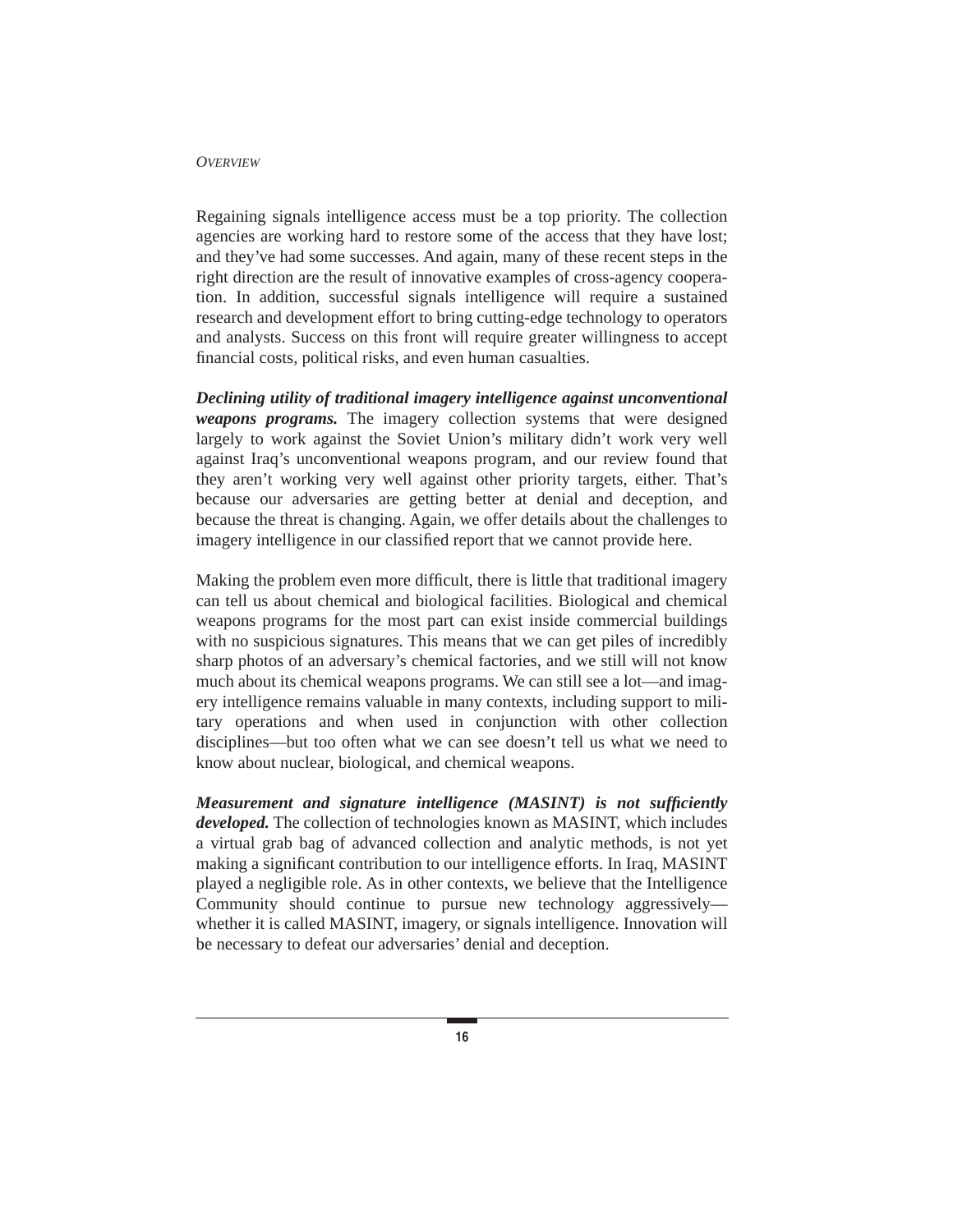Regaining signals intelligence access must be a top priority. The collection agencies are working hard to restore some of the access that they have lost; and they've had some successes. And again, many of these recent steps in the right direction are the result of innovative examples of cross-agency cooperation. In addition, successful signals intelligence will require a sustained research and development effort to bring cutting-edge technology to operators and analysts. Success on this front will require greater willingness to accept financial costs, political risks, and even human casualties.

***Declining utility of traditional imagery intelligence against unconventional weapons programs.*** The imagery collection systems that were designed largely to work against the Soviet Union's military didn't work very well against Iraq's unconventional weapons program, and our review found that they aren't working very well against other priority targets, either. That's because our adversaries are getting better at denial and deception, and because the threat is changing. Again, we offer details about the challenges to imagery intelligence in our classified report that we cannot provide here.

Making the problem even more difficult, there is little that traditional imagery can tell us about chemical and biological facilities. Biological and chemical weapons programs for the most part can exist inside commercial buildings with no suspicious signatures. This means that we can get piles of incredibly sharp photos of an adversary's chemical factories, and we still will not know much about its chemical weapons programs. We can still see a lot—and imagery intelligence remains valuable in many contexts, including support to military operations and when used in conjunction with other collection disciplines—but too often what we can see doesn't tell us what we need to know about nuclear, biological, and chemical weapons.

***Measurement and signature intelligence (MASINT) is not sufficiently developed.*** The collection of technologies known as MASINT, which includes a virtual grab bag of advanced collection and analytic methods, is not yet making a significant contribution to our intelligence efforts. In Iraq, MASINT played a negligible role. As in other contexts, we believe that the Intelligence Community should continue to pursue new technology aggressively—whether it is called MASINT, imagery, or signals intelligence. Innovation will be necessary to defeat our adversaries' denial and deception.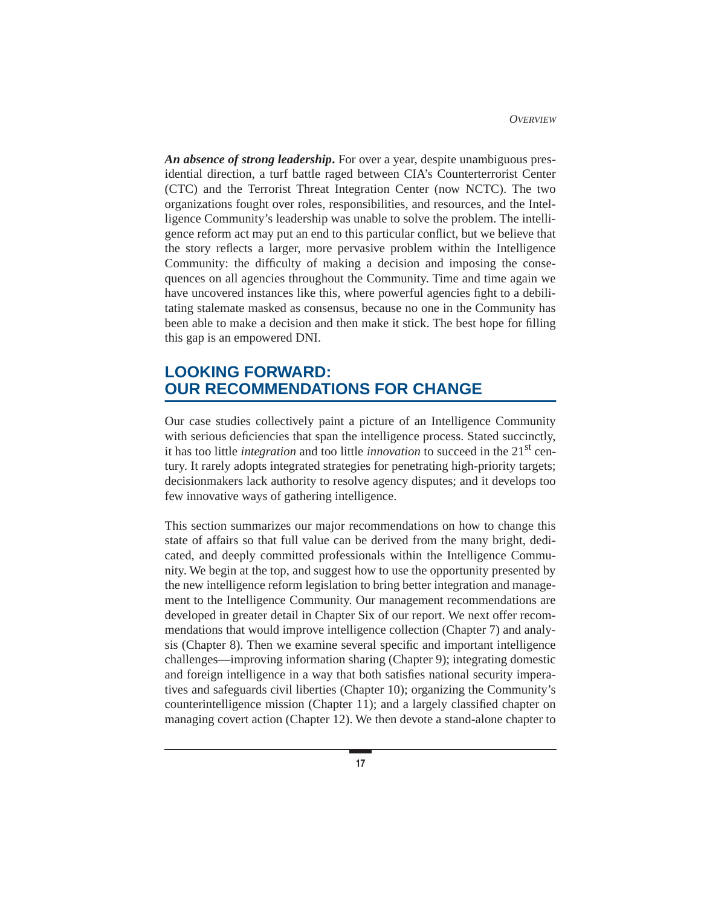***An absence of strong leadership*.** For over a year, despite unambiguous presidential direction, a turf battle raged between CIA's Counterterrorist Center (CTC) and the Terrorist Threat Integration Center (now NCTC). The two organizations fought over roles, responsibilities, and resources, and the Intelligence Community's leadership was unable to solve the problem. The intelligence reform act may put an end to this particular conflict, but we believe that the story reflects a larger, more pervasive problem within the Intelligence Community: the difficulty of making a decision and imposing the consequences on all agencies throughout the Community. Time and time again we have uncovered instances like this, where powerful agencies fight to a debilitating stalemate masked as consensus, because no one in the Community has been able to make a decision and then make it stick. The best hope for filling this gap is an empowered DNI.

## LOOKING FORWARD: OUR RECOMMENDATIONS FOR CHANGE

Our case studies collectively paint a picture of an Intelligence Community with serious deficiencies that span the intelligence process. Stated succinctly, it has too little *integration* and too little *innovation* to succeed in the 21st century. It rarely adopts integrated strategies for penetrating high-priority targets; decisionmakers lack authority to resolve agency disputes; and it develops too few innovative ways of gathering intelligence.

This section summarizes our major recommendations on how to change this state of affairs so that full value can be derived from the many bright, dedicated, and deeply committed professionals within the Intelligence Community. We begin at the top, and suggest how to use the opportunity presented by the new intelligence reform legislation to bring better integration and management to the Intelligence Community. Our management recommendations are developed in greater detail in Chapter Six of our report. We next offer recommendations that would improve intelligence collection (Chapter 7) and analysis (Chapter 8). Then we examine several specific and important intelligence challenges—improving information sharing (Chapter 9); integrating domestic and foreign intelligence in a way that both satisfies national security imperatives and safeguards civil liberties (Chapter 10); organizing the Community's counterintelligence mission (Chapter 11); and a largely classified chapter on managing covert action (Chapter 12). We then devote a stand-alone chapter to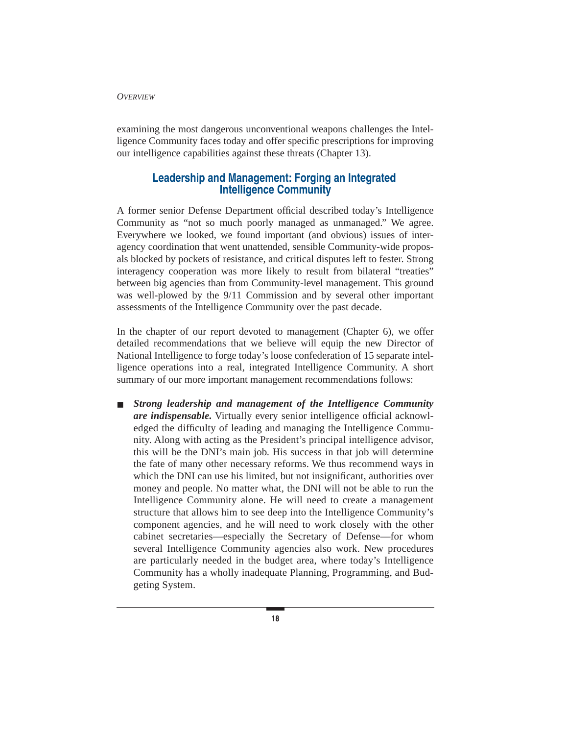examining the most dangerous unconventional weapons challenges the Intelligence Community faces today and offer specific prescriptions for improving our intelligence capabilities against these threats (Chapter 13).

## Leadership and Management: Forging an Integrated Intelligence Community

A former senior Defense Department official described today's Intelligence Community as "not so much poorly managed as unmanaged." We agree. Everywhere we looked, we found important (and obvious) issues of interagency coordination that went unattended, sensible Community-wide proposals blocked by pockets of resistance, and critical disputes left to fester. Strong interagency cooperation was more likely to result from bilateral "treaties" between big agencies than from Community-level management. This ground was well-plowed by the 9/11 Commission and by several other important assessments of the Intelligence Community over the past decade.

In the chapter of our report devoted to management (Chapter 6), we offer detailed recommendations that we believe will equip the new Director of National Intelligence to forge today's loose confederation of 15 separate intelligence operations into a real, integrated Intelligence Community. A short summary of our more important management recommendations follows:

- ***Strong leadership and management of the Intelligence Community are indispensable.*** Virtually every senior intelligence official acknowledged the difficulty of leading and managing the Intelligence Community. Along with acting as the President's principal intelligence advisor, this will be the DNI's main job. His success in that job will determine the fate of many other necessary reforms. We thus recommend ways in which the DNI can use his limited, but not insignificant, authorities over money and people. No matter what, the DNI will not be able to run the Intelligence Community alone. He will need to create a management structure that allows him to see deep into the Intelligence Community's component agencies, and he will need to work closely with the other cabinet secretaries—especially the Secretary of Defense—for whom several Intelligence Community agencies also work. New procedures are particularly needed in the budget area, where today's Intelligence Community has a wholly inadequate Planning, Programming, and Budgeting System.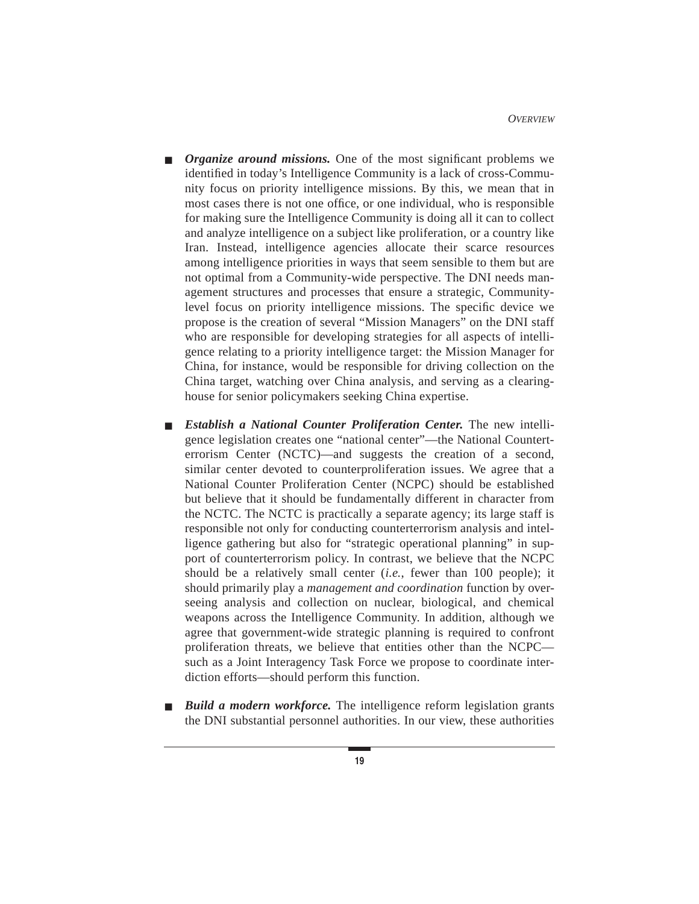- ***Organize around missions.*** One of the most significant problems we identified in today's Intelligence Community is a lack of cross-Community focus on priority intelligence missions. By this, we mean that in most cases there is not one office, or one individual, who is responsible for making sure the Intelligence Community is doing all it can to collect and analyze intelligence on a subject like proliferation, or a country like Iran. Instead, intelligence agencies allocate their scarce resources among intelligence priorities in ways that seem sensible to them but are not optimal from a Community-wide perspective. The DNI needs management structures and processes that ensure a strategic, Community-level focus on priority intelligence missions. The specific device we propose is the creation of several "Mission Managers" on the DNI staff who are responsible for developing strategies for all aspects of intelligence relating to a priority intelligence target: the Mission Manager for China, for instance, would be responsible for driving collection on the China target, watching over China analysis, and serving as a clearinghouse for senior policymakers seeking China expertise.

- ***Establish a National Counter Proliferation Center.*** The new intelligence legislation creates one "national center"—the National Counterterrorism Center (NCTC)—and suggests the creation of a second, similar center devoted to counterproliferation issues. We agree that a National Counter Proliferation Center (NCPC) should be established but believe that it should be fundamentally different in character from the NCTC. The NCTC is practically a separate agency; its large staff is responsible not only for conducting counterterrorism analysis and intelligence gathering but also for "strategic operational planning" in support of counterterrorism policy. In contrast, we believe that the NCPC should be a relatively small center (*i.e.*, fewer than 100 people); it should primarily play a *management and coordination* function by overseeing analysis and collection on nuclear, biological, and chemical weapons across the Intelligence Community. In addition, although we agree that government-wide strategic planning is required to confront proliferation threats, we believe that entities other than the NCPC—such as a Joint Interagency Task Force we propose to coordinate interdiction efforts—should perform this function.

- ***Build a modern workforce.*** The intelligence reform legislation grants the DNI substantial personnel authorities. In our view, these authorities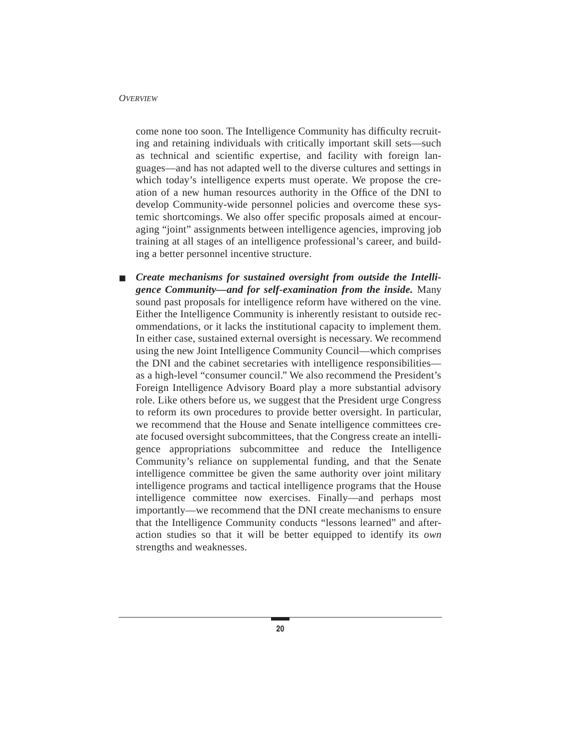come none too soon. The Intelligence Community has difficulty recruiting and retaining individuals with critically important skill sets—such as technical and scientific expertise, and facility with foreign languages—and has not adapted well to the diverse cultures and settings in which today's intelligence experts must operate. We propose the creation of a new human resources authority in the Office of the DNI to develop Community-wide personnel policies and overcome these systemic shortcomings. We also offer specific proposals aimed at encouraging "joint" assignments between intelligence agencies, improving job training at all stages of an intelligence professional's career, and building a better personnel incentive structure.

- ***Create mechanisms for sustained oversight from outside the Intelligence Community—and for self-examination from the inside.*** Many sound past proposals for intelligence reform have withered on the vine. Either the Intelligence Community is inherently resistant to outside recommendations, or it lacks the institutional capacity to implement them. In either case, sustained external oversight is necessary. We recommend using the new Joint Intelligence Community Council—which comprises the DNI and the cabinet secretaries with intelligence responsibilities—as a high-level "consumer council." We also recommend the President's Foreign Intelligence Advisory Board play a more substantial advisory role. Like others before us, we suggest that the President urge Congress to reform its own procedures to provide better oversight. In particular, we recommend that the House and Senate intelligence committees create focused oversight subcommittees, that the Congress create an intelligence appropriations subcommittee and reduce the Intelligence Community's reliance on supplemental funding, and that the Senate intelligence committee be given the same authority over joint military intelligence programs and tactical intelligence programs that the House intelligence committee now exercises. Finally—and perhaps most importantly—we recommend that the DNI create mechanisms to ensure that the Intelligence Community conducts "lessons learned" and after-action studies so that it will be better equipped to identify its *own* strengths and weaknesses.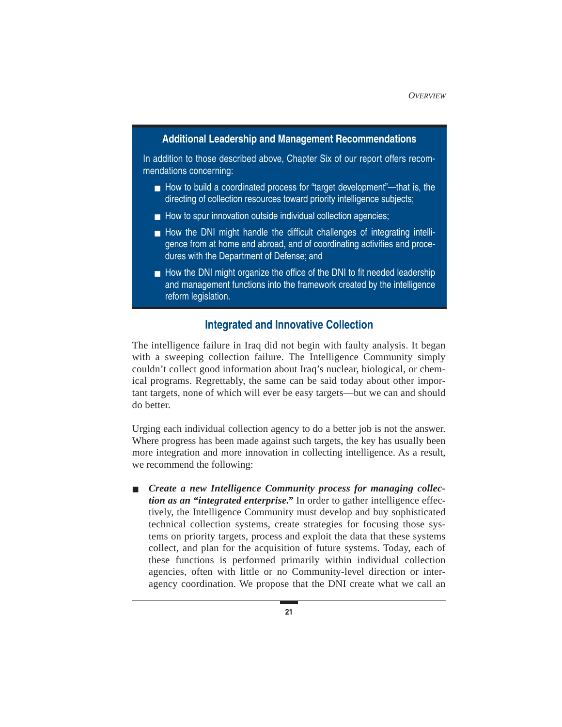### Additional Leadership and Management Recommendations

In addition to those described above, Chapter Six of our report offers recommendations concerning:

- How to build a coordinated process for "target development"—that is, the directing of collection resources toward priority intelligence subjects;
- How to spur innovation outside individual collection agencies;
- How the DNI might handle the difficult challenges of integrating intelligence from at home and abroad, and of coordinating activities and procedures with the Department of Defense; and
- How the DNI might organize the office of the DNI to fit needed leadership and management functions into the framework created by the intelligence reform legislation.

## Integrated and Innovative Collection

The intelligence failure in Iraq did not begin with faulty analysis. It began with a sweeping collection failure. The Intelligence Community simply couldn't collect good information about Iraq's nuclear, biological, or chemical programs. Regrettably, the same can be said today about other important targets, none of which will ever be easy targets—but we can and should do better.

Urging each individual collection agency to do a better job is not the answer. Where progress has been made against such targets, the key has usually been more integration and more innovation in collecting intelligence. As a result, we recommend the following:

- ***Create a new Intelligence Community process for managing collection as an "integrated enterprise."*** In order to gather intelligence effectively, the Intelligence Community must develop and buy sophisticated technical collection systems, create strategies for focusing those systems on priority targets, process and exploit the data that these systems collect, and plan for the acquisition of future systems. Today, each of these functions is performed primarily within individual collection agencies, often with little or no Community-level direction or interagency coordination. We propose that the DNI create what we call an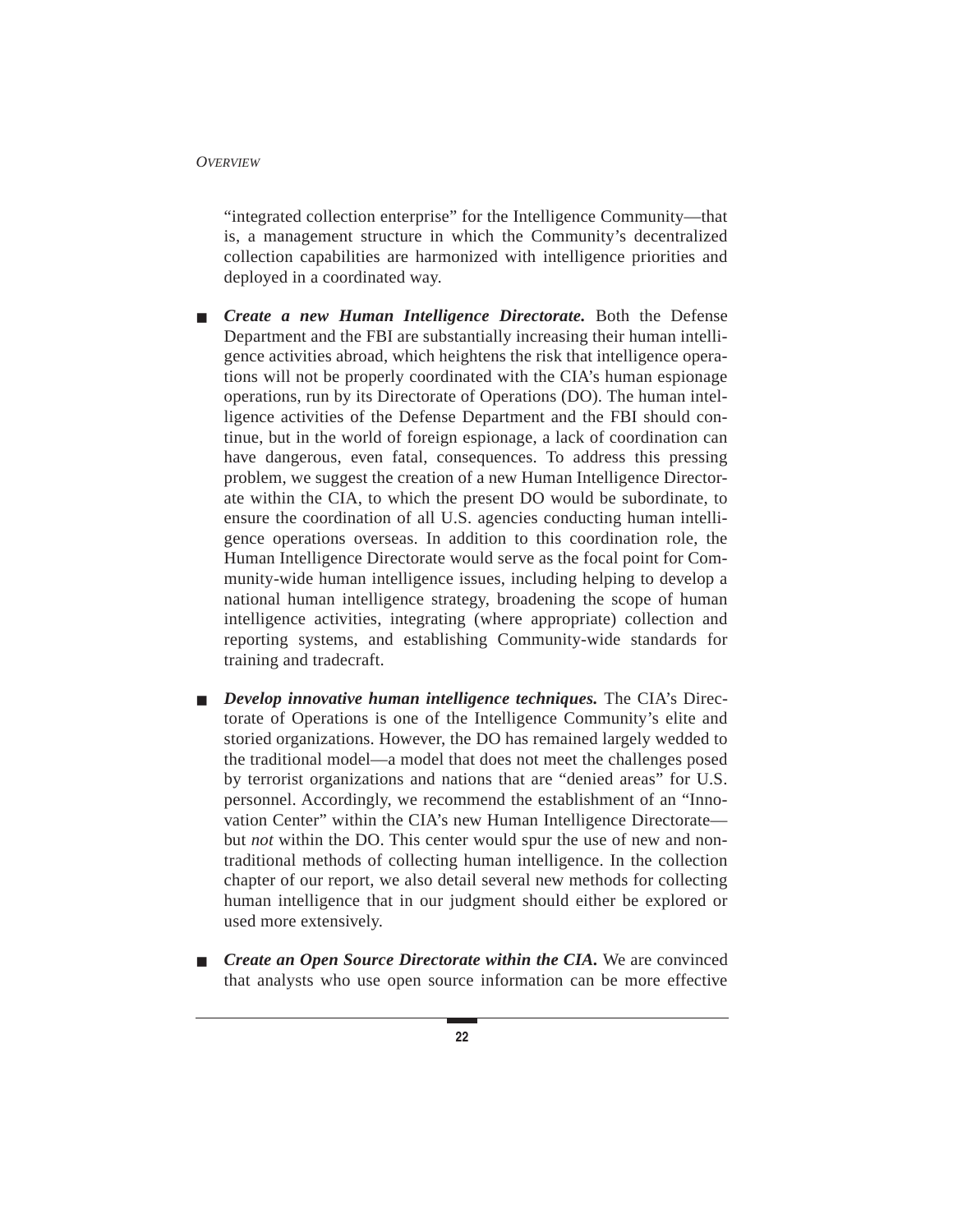"integrated collection enterprise" for the Intelligence Community—that is, a management structure in which the Community's decentralized collection capabilities are harmonized with intelligence priorities and deployed in a coordinated way.

- ***Create a new Human Intelligence Directorate.*** Both the Defense Department and the FBI are substantially increasing their human intelligence activities abroad, which heightens the risk that intelligence operations will not be properly coordinated with the CIA's human espionage operations, run by its Directorate of Operations (DO). The human intelligence activities of the Defense Department and the FBI should continue, but in the world of foreign espionage, a lack of coordination can have dangerous, even fatal, consequences. To address this pressing problem, we suggest the creation of a new Human Intelligence Directorate within the CIA, to which the present DO would be subordinate, to ensure the coordination of all U.S. agencies conducting human intelligence operations overseas. In addition to this coordination role, the Human Intelligence Directorate would serve as the focal point for Community-wide human intelligence issues, including helping to develop a national human intelligence strategy, broadening the scope of human intelligence activities, integrating (where appropriate) collection and reporting systems, and establishing Community-wide standards for training and tradecraft.

- ***Develop innovative human intelligence techniques.*** The CIA's Directorate of Operations is one of the Intelligence Community's elite and storied organizations. However, the DO has remained largely wedded to the traditional model—a model that does not meet the challenges posed by terrorist organizations and nations that are "denied areas" for U.S. personnel. Accordingly, we recommend the establishment of an "Innovation Center" within the CIA's new Human Intelligence Directorate—but *not* within the DO. This center would spur the use of new and non-traditional methods of collecting human intelligence. In the collection chapter of our report, we also detail several new methods for collecting human intelligence that in our judgment should either be explored or used more extensively.

- ***Create an Open Source Directorate within the CIA.*** We are convinced that analysts who use open source information can be more effective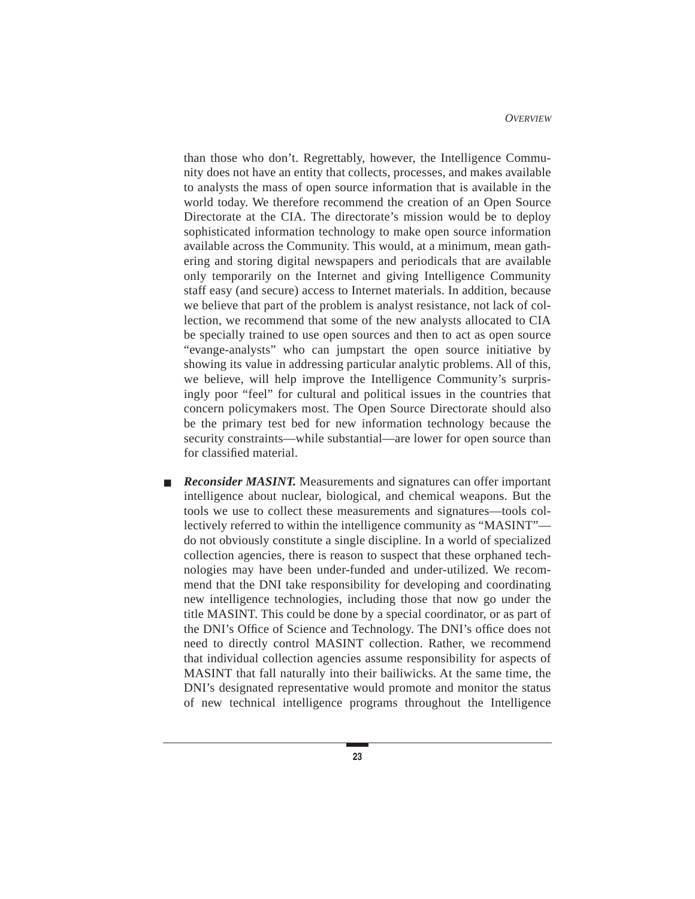than those who don't. Regrettably, however, the Intelligence Community does not have an entity that collects, processes, and makes available to analysts the mass of open source information that is available in the world today. We therefore recommend the creation of an Open Source Directorate at the CIA. The directorate's mission would be to deploy sophisticated information technology to make open source information available across the Community. This would, at a minimum, mean gathering and storing digital newspapers and periodicals that are available only temporarily on the Internet and giving Intelligence Community staff easy (and secure) access to Internet materials. In addition, because we believe that part of the problem is analyst resistance, not lack of collection, we recommend that some of the new analysts allocated to CIA be specially trained to use open sources and then to act as open source "evange-analysts" who can jumpstart the open source initiative by showing its value in addressing particular analytic problems. All of this, we believe, will help improve the Intelligence Community's surprisingly poor "feel" for cultural and political issues in the countries that concern policymakers most. The Open Source Directorate should also be the primary test bed for new information technology because the security constraints—while substantial—are lower for open source than for classified material.

- ***Reconsider MASINT.*** Measurements and signatures can offer important intelligence about nuclear, biological, and chemical weapons. But the tools we use to collect these measurements and signatures—tools collectively referred to within the intelligence community as "MASINT"—do not obviously constitute a single discipline. In a world of specialized collection agencies, there is reason to suspect that these orphaned technologies may have been under-funded and under-utilized. We recommend that the DNI take responsibility for developing and coordinating new intelligence technologies, including those that now go under the title MASINT. This could be done by a special coordinator, or as part of the DNI's Office of Science and Technology. The DNI's office does not need to directly control MASINT collection. Rather, we recommend that individual collection agencies assume responsibility for aspects of MASINT that fall naturally into their bailiwicks. At the same time, the DNI's designated representative would promote and monitor the status of new technical intelligence programs throughout the Intelligence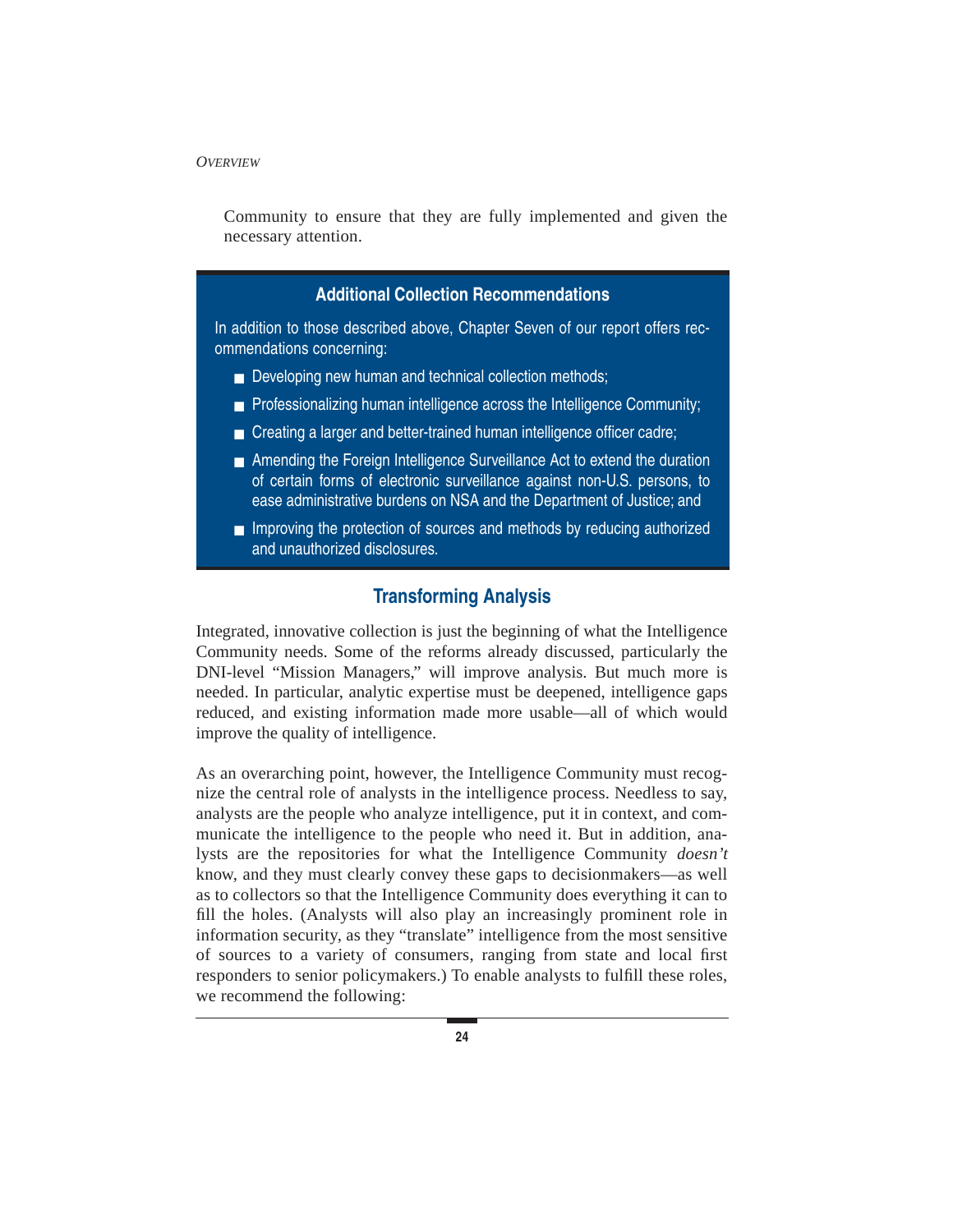Community to ensure that they are fully implemented and given the necessary attention.

### Additional Collection Recommendations

In addition to those described above, Chapter Seven of our report offers recommendations concerning:

- Developing new human and technical collection methods;
- Professionalizing human intelligence across the Intelligence Community;
- Creating a larger and better-trained human intelligence officer cadre;
- Amending the Foreign Intelligence Surveillance Act to extend the duration of certain forms of electronic surveillance against non-U.S. persons, to ease administrative burdens on NSA and the Department of Justice; and
- Improving the protection of sources and methods by reducing authorized and unauthorized disclosures.

## Transforming Analysis

Integrated, innovative collection is just the beginning of what the Intelligence Community needs. Some of the reforms already discussed, particularly the DNI-level "Mission Managers," will improve analysis. But much more is needed. In particular, analytic expertise must be deepened, intelligence gaps reduced, and existing information made more usable—all of which would improve the quality of intelligence.

As an overarching point, however, the Intelligence Community must recognize the central role of analysts in the intelligence process. Needless to say, analysts are the people who analyze intelligence, put it in context, and communicate the intelligence to the people who need it. But in addition, analysts are the repositories for what the Intelligence Community *doesn't* know, and they must clearly convey these gaps to decisionmakers—as well as to collectors so that the Intelligence Community does everything it can to fill the holes. (Analysts will also play an increasingly prominent role in information security, as they "translate" intelligence from the most sensitive of sources to a variety of consumers, ranging from state and local first responders to senior policymakers.) To enable analysts to fulfill these roles, we recommend the following: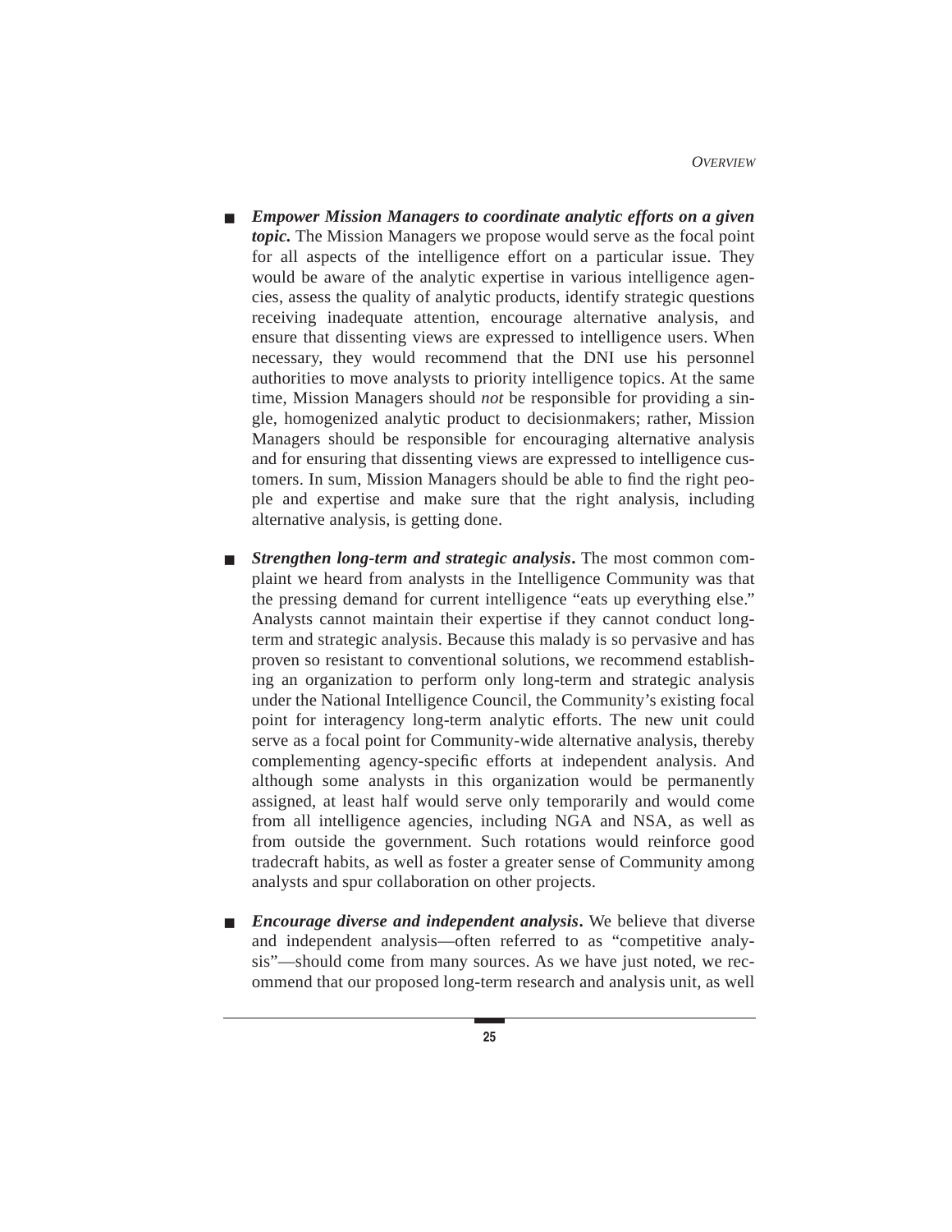- ***Empower Mission Managers to coordinate analytic efforts on a given topic.*** The Mission Managers we propose would serve as the focal point for all aspects of the intelligence effort on a particular issue. They would be aware of the analytic expertise in various intelligence agencies, assess the quality of analytic products, identify strategic questions receiving inadequate attention, encourage alternative analysis, and ensure that dissenting views are expressed to intelligence users. When necessary, they would recommend that the DNI use his personnel authorities to move analysts to priority intelligence topics. At the same time, Mission Managers should *not* be responsible for providing a single, homogenized analytic product to decisionmakers; rather, Mission Managers should be responsible for encouraging alternative analysis and for ensuring that dissenting views are expressed to intelligence customers. In sum, Mission Managers should be able to find the right people and expertise and make sure that the right analysis, including alternative analysis, is getting done.

- ***Strengthen long-term and strategic analysis.*** The most common complaint we heard from analysts in the Intelligence Community was that the pressing demand for current intelligence "eats up everything else." Analysts cannot maintain their expertise if they cannot conduct long-term and strategic analysis. Because this malady is so pervasive and has proven so resistant to conventional solutions, we recommend establishing an organization to perform only long-term and strategic analysis under the National Intelligence Council, the Community's existing focal point for interagency long-term analytic efforts. The new unit could serve as a focal point for Community-wide alternative analysis, thereby complementing agency-specific efforts at independent analysis. And although some analysts in this organization would be permanently assigned, at least half would serve only temporarily and would come from all intelligence agencies, including NGA and NSA, as well as from outside the government. Such rotations would reinforce good tradecraft habits, as well as foster a greater sense of Community among analysts and spur collaboration on other projects.

- ***Encourage diverse and independent analysis.*** We believe that diverse and independent analysis—often referred to as "competitive analysis"—should come from many sources. As we have just noted, we recommend that our proposed long-term research and analysis unit, as well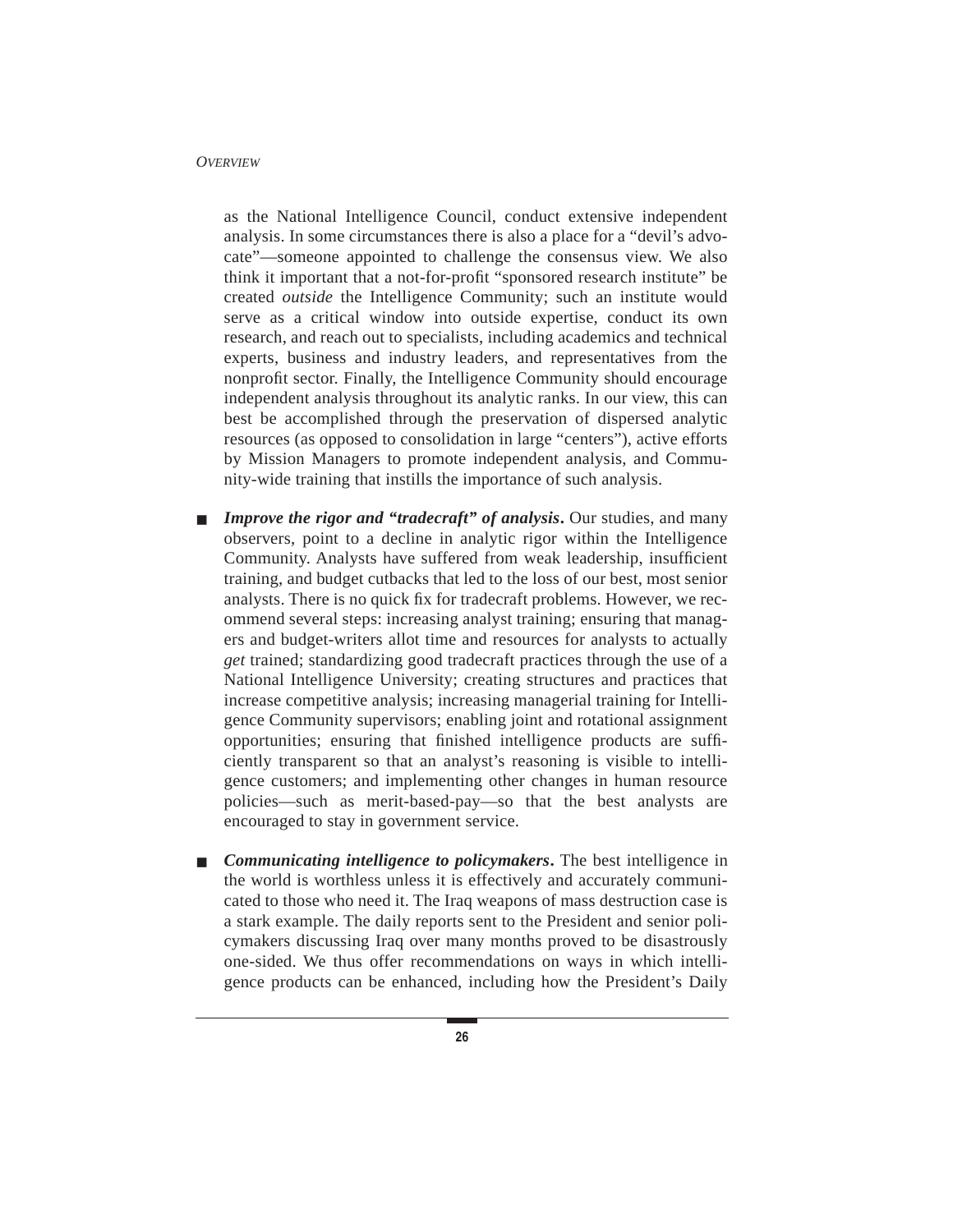as the National Intelligence Council, conduct extensive independent analysis. In some circumstances there is also a place for a "devil's advocate"—someone appointed to challenge the consensus view. We also think it important that a not-for-profit "sponsored research institute" be created *outside* the Intelligence Community; such an institute would serve as a critical window into outside expertise, conduct its own research, and reach out to specialists, including academics and technical experts, business and industry leaders, and representatives from the nonprofit sector. Finally, the Intelligence Community should encourage independent analysis throughout its analytic ranks. In our view, this can best be accomplished through the preservation of dispersed analytic resources (as opposed to consolidation in large "centers"), active efforts by Mission Managers to promote independent analysis, and Community-wide training that instills the importance of such analysis.

- ***Improve the rigor and "tradecraft" of analysis*.** Our studies, and many observers, point to a decline in analytic rigor within the Intelligence Community. Analysts have suffered from weak leadership, insufficient training, and budget cutbacks that led to the loss of our best, most senior analysts. There is no quick fix for tradecraft problems. However, we recommend several steps: increasing analyst training; ensuring that managers and budget-writers allot time and resources for analysts to actually *get* trained; standardizing good tradecraft practices through the use of a National Intelligence University; creating structures and practices that increase competitive analysis; increasing managerial training for Intelligence Community supervisors; enabling joint and rotational assignment opportunities; ensuring that finished intelligence products are sufficiently transparent so that an analyst's reasoning is visible to intelligence customers; and implementing other changes in human resource policies—such as merit-based-pay—so that the best analysts are encouraged to stay in government service.

- ***Communicating intelligence to policymakers*.** The best intelligence in the world is worthless unless it is effectively and accurately communicated to those who need it. The Iraq weapons of mass destruction case is a stark example. The daily reports sent to the President and senior policymakers discussing Iraq over many months proved to be disastrously one-sided. We thus offer recommendations on ways in which intelligence products can be enhanced, including how the President's Daily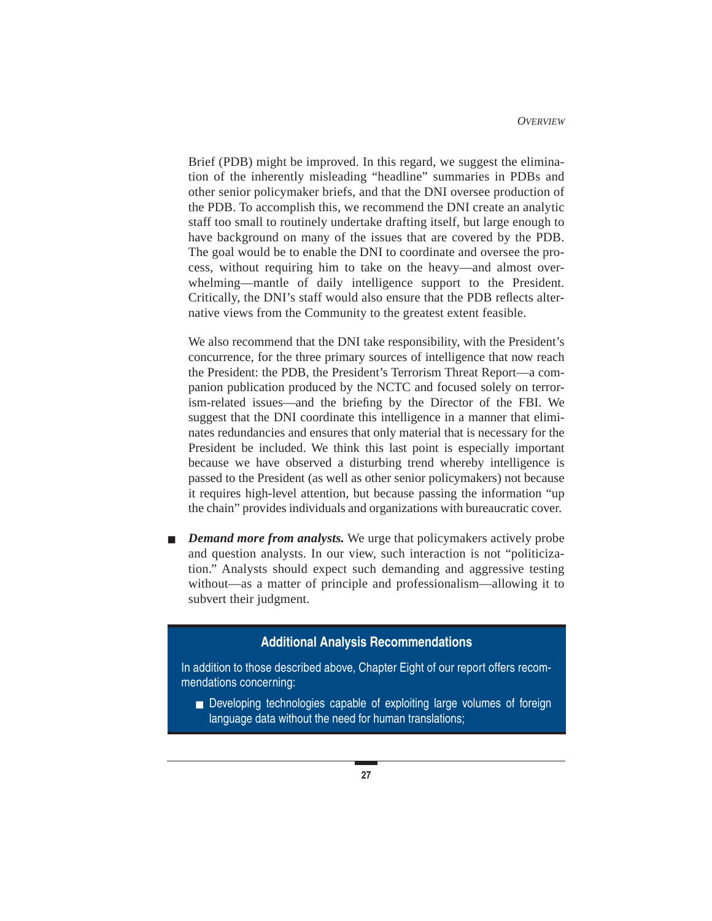Brief (PDB) might be improved. In this regard, we suggest the elimination of the inherently misleading "headline" summaries in PDBs and other senior policymaker briefs, and that the DNI oversee production of the PDB. To accomplish this, we recommend the DNI create an analytic staff too small to routinely undertake drafting itself, but large enough to have background on many of the issues that are covered by the PDB. The goal would be to enable the DNI to coordinate and oversee the process, without requiring him to take on the heavy—and almost overwhelming—mantle of daily intelligence support to the President. Critically, the DNI's staff would also ensure that the PDB reflects alternative views from the Community to the greatest extent feasible.

We also recommend that the DNI take responsibility, with the President's concurrence, for the three primary sources of intelligence that now reach the President: the PDB, the President's Terrorism Threat Report—a companion publication produced by the NCTC and focused solely on terrorism-related issues—and the briefing by the Director of the FBI. We suggest that the DNI coordinate this intelligence in a manner that eliminates redundancies and ensures that only material that is necessary for the President be included. We think this last point is especially important because we have observed a disturbing trend whereby intelligence is passed to the President (as well as other senior policymakers) not because it requires high-level attention, but because passing the information "up the chain" provides individuals and organizations with bureaucratic cover.

- ***Demand more from analysts.*** We urge that policymakers actively probe and question analysts. In our view, such interaction is not "politicization." Analysts should expect such demanding and aggressive testing without—as a matter of principle and professionalism—allowing it to subvert their judgment.

**Additional Analysis Recommendations**

In addition to those described above, Chapter Eight of our report offers recommendations concerning:

- Developing technologies capable of exploiting large volumes of foreign language data without the need for human translations;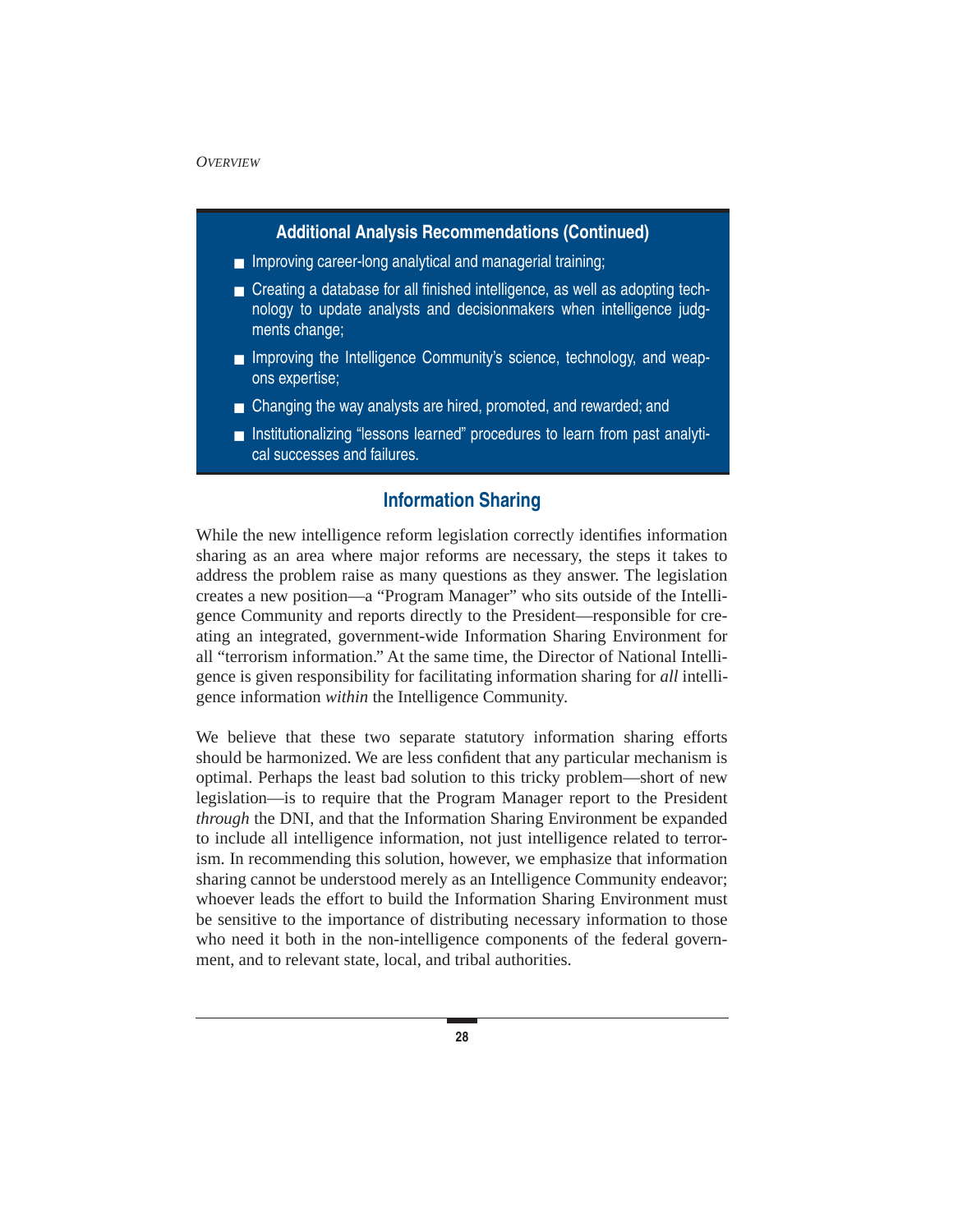### Additional Analysis Recommendations (Continued)

- Improving career-long analytical and managerial training;
- Creating a database for all finished intelligence, as well as adopting technology to update analysts and decisionmakers when intelligence judgments change;
- Improving the Intelligence Community's science, technology, and weapons expertise;
- Changing the way analysts are hired, promoted, and rewarded; and
- Institutionalizing "lessons learned" procedures to learn from past analytical successes and failures.

## Information Sharing

While the new intelligence reform legislation correctly identifies information sharing as an area where major reforms are necessary, the steps it takes to address the problem raise as many questions as they answer. The legislation creates a new position—a "Program Manager" who sits outside of the Intelligence Community and reports directly to the President—responsible for creating an integrated, government-wide Information Sharing Environment for all "terrorism information." At the same time, the Director of National Intelligence is given responsibility for facilitating information sharing for *all* intelligence information *within* the Intelligence Community.

We believe that these two separate statutory information sharing efforts should be harmonized. We are less confident that any particular mechanism is optimal. Perhaps the least bad solution to this tricky problem—short of new legislation—is to require that the Program Manager report to the President *through* the DNI, and that the Information Sharing Environment be expanded to include all intelligence information, not just intelligence related to terrorism. In recommending this solution, however, we emphasize that information sharing cannot be understood merely as an Intelligence Community endeavor; whoever leads the effort to build the Information Sharing Environment must be sensitive to the importance of distributing necessary information to those who need it both in the non-intelligence components of the federal government, and to relevant state, local, and tribal authorities.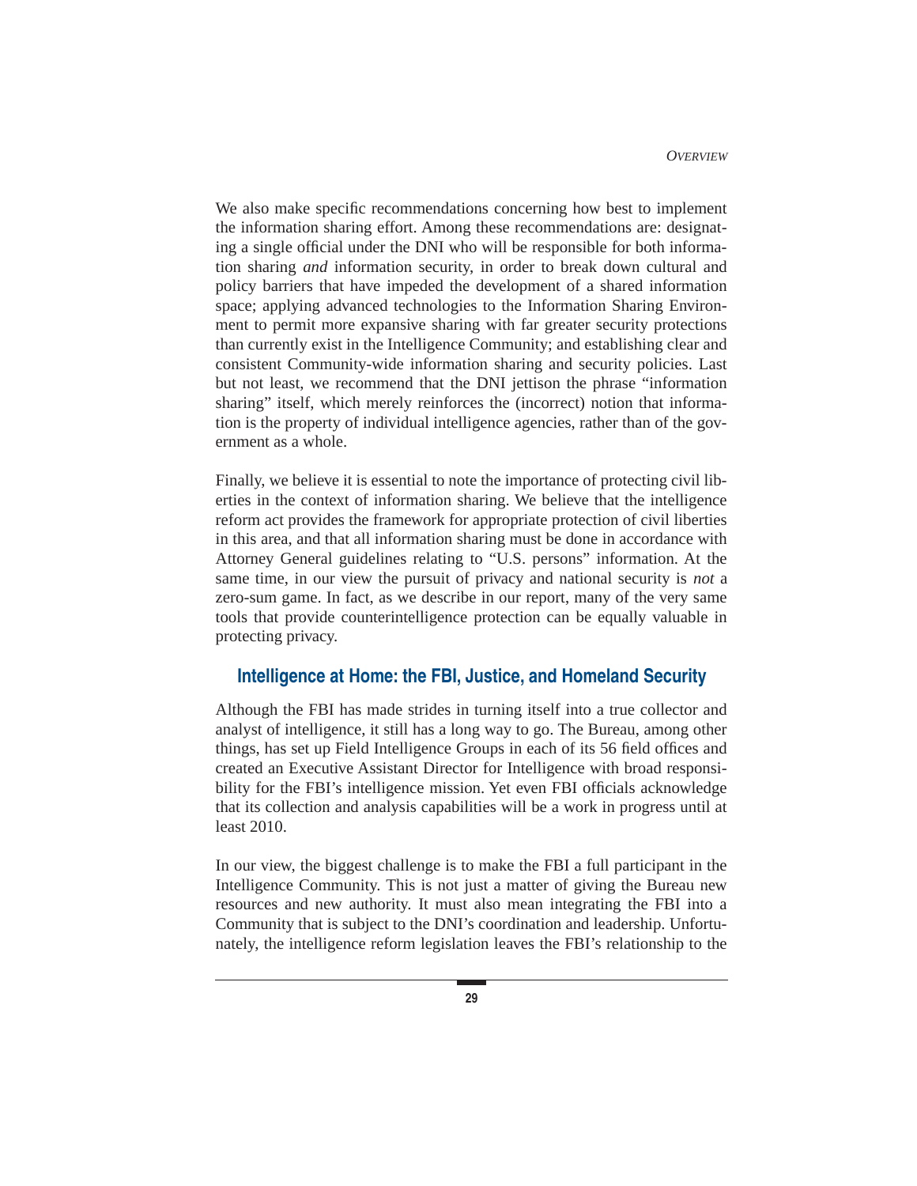We also make specific recommendations concerning how best to implement the information sharing effort. Among these recommendations are: designating a single official under the DNI who will be responsible for both information sharing *and* information security, in order to break down cultural and policy barriers that have impeded the development of a shared information space; applying advanced technologies to the Information Sharing Environment to permit more expansive sharing with far greater security protections than currently exist in the Intelligence Community; and establishing clear and consistent Community-wide information sharing and security policies. Last but not least, we recommend that the DNI jettison the phrase "information sharing" itself, which merely reinforces the (incorrect) notion that information is the property of individual intelligence agencies, rather than of the government as a whole.

Finally, we believe it is essential to note the importance of protecting civil liberties in the context of information sharing. We believe that the intelligence reform act provides the framework for appropriate protection of civil liberties in this area, and that all information sharing must be done in accordance with Attorney General guidelines relating to "U.S. persons" information. At the same time, in our view the pursuit of privacy and national security is *not* a zero-sum game. In fact, as we describe in our report, many of the very same tools that provide counterintelligence protection can be equally valuable in protecting privacy.

## Intelligence at Home: the FBI, Justice, and Homeland Security

Although the FBI has made strides in turning itself into a true collector and analyst of intelligence, it still has a long way to go. The Bureau, among other things, has set up Field Intelligence Groups in each of its 56 field offices and created an Executive Assistant Director for Intelligence with broad responsibility for the FBI's intelligence mission. Yet even FBI officials acknowledge that its collection and analysis capabilities will be a work in progress until at least 2010.

In our view, the biggest challenge is to make the FBI a full participant in the Intelligence Community. This is not just a matter of giving the Bureau new resources and new authority. It must also mean integrating the FBI into a Community that is subject to the DNI's coordination and leadership. Unfortunately, the intelligence reform legislation leaves the FBI's relationship to the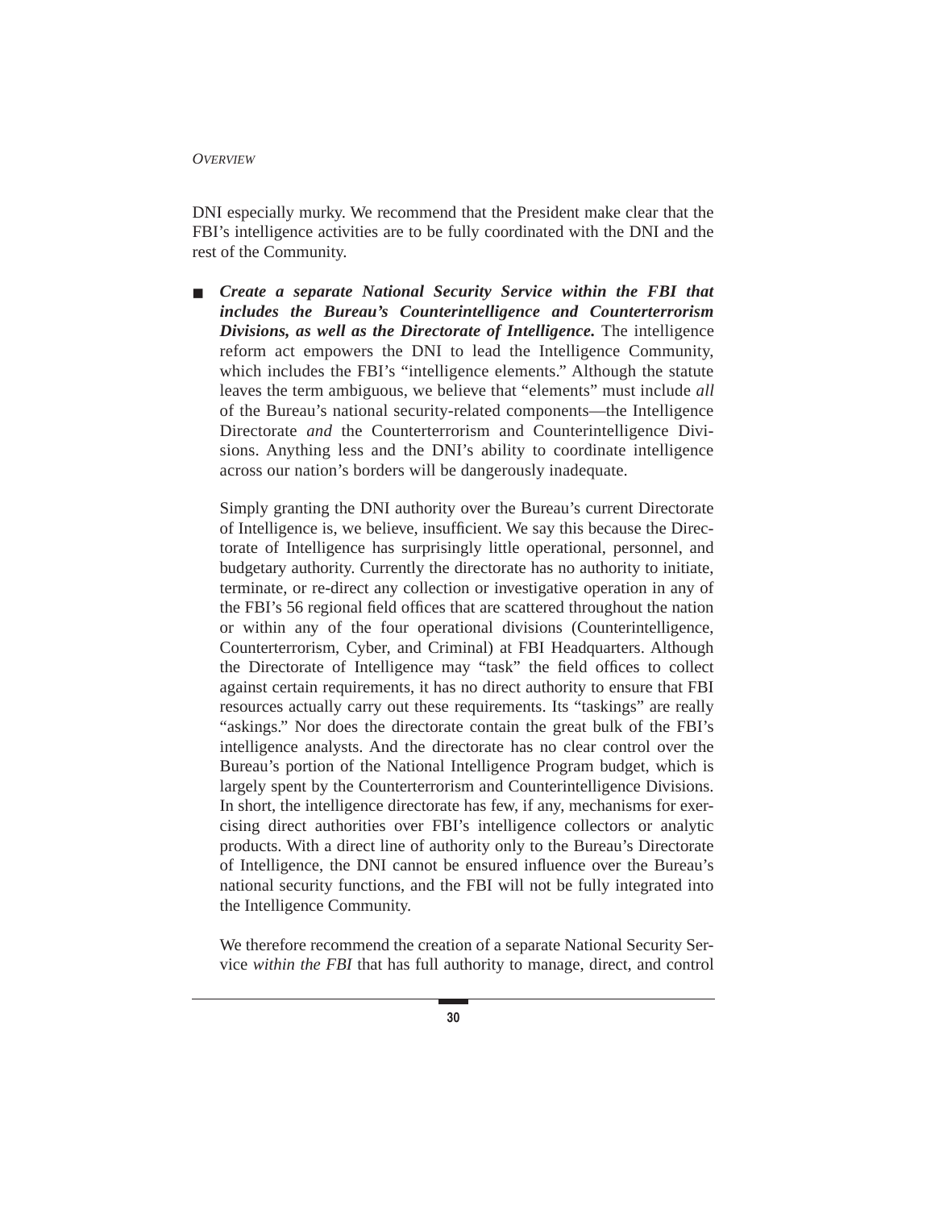DNI especially murky. We recommend that the President make clear that the FBI's intelligence activities are to be fully coordinated with the DNI and the rest of the Community.

- ***Create a separate National Security Service within the FBI that includes the Bureau's Counterintelligence and Counterterrorism Divisions, as well as the Directorate of Intelligence.*** The intelligence reform act empowers the DNI to lead the Intelligence Community, which includes the FBI's "intelligence elements." Although the statute leaves the term ambiguous, we believe that "elements" must include *all* of the Bureau's national security-related components—the Intelligence Directorate *and* the Counterterrorism and Counterintelligence Divisions. Anything less and the DNI's ability to coordinate intelligence across our nation's borders will be dangerously inadequate.

  Simply granting the DNI authority over the Bureau's current Directorate of Intelligence is, we believe, insufficient. We say this because the Directorate of Intelligence has surprisingly little operational, personnel, and budgetary authority. Currently the directorate has no authority to initiate, terminate, or re-direct any collection or investigative operation in any of the FBI's 56 regional field offices that are scattered throughout the nation or within any of the four operational divisions (Counterintelligence, Counterterrorism, Cyber, and Criminal) at FBI Headquarters. Although the Directorate of Intelligence may "task" the field offices to collect against certain requirements, it has no direct authority to ensure that FBI resources actually carry out these requirements. Its "taskings" are really "askings." Nor does the directorate contain the great bulk of the FBI's intelligence analysts. And the directorate has no clear control over the Bureau's portion of the National Intelligence Program budget, which is largely spent by the Counterterrorism and Counterintelligence Divisions. In short, the intelligence directorate has few, if any, mechanisms for exercising direct authorities over FBI's intelligence collectors or analytic products. With a direct line of authority only to the Bureau's Directorate of Intelligence, the DNI cannot be ensured influence over the Bureau's national security functions, and the FBI will not be fully integrated into the Intelligence Community.

  We therefore recommend the creation of a separate National Security Service *within the FBI* that has full authority to manage, direct, and control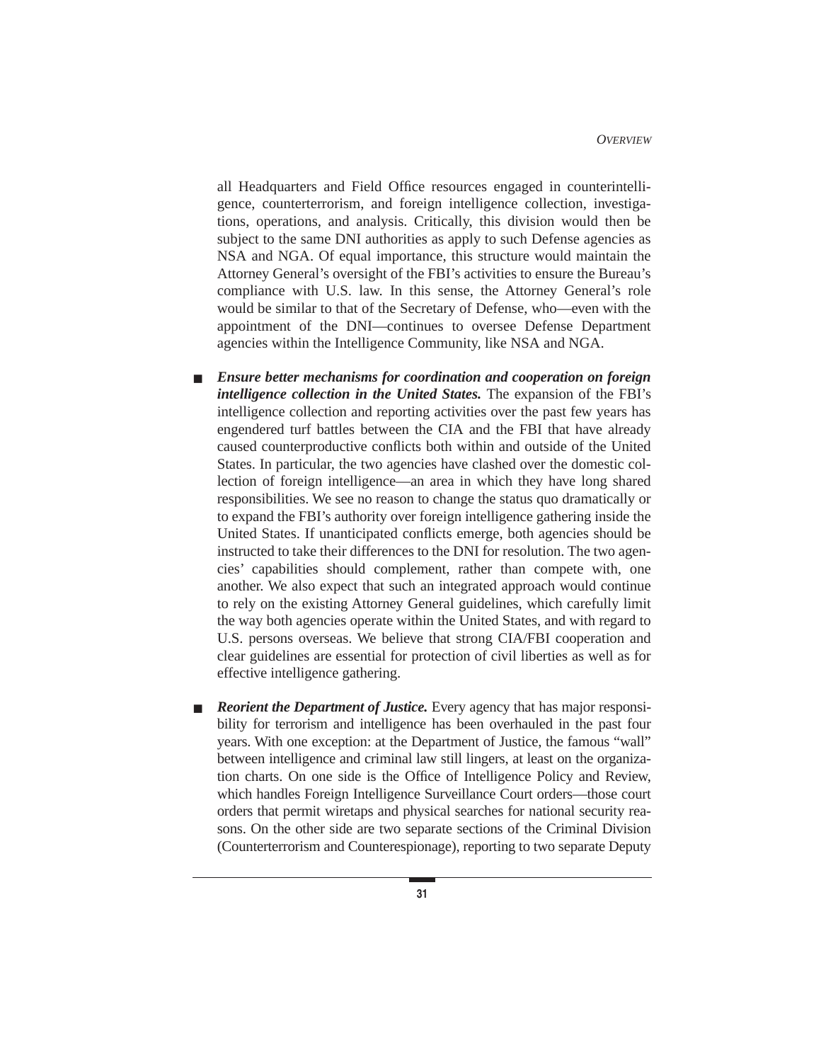all Headquarters and Field Office resources engaged in counterintelligence, counterterrorism, and foreign intelligence collection, investigations, operations, and analysis. Critically, this division would then be subject to the same DNI authorities as apply to such Defense agencies as NSA and NGA. Of equal importance, this structure would maintain the Attorney General's oversight of the FBI's activities to ensure the Bureau's compliance with U.S. law. In this sense, the Attorney General's role would be similar to that of the Secretary of Defense, who—even with the appointment of the DNI—continues to oversee Defense Department agencies within the Intelligence Community, like NSA and NGA.

- ***Ensure better mechanisms for coordination and cooperation on foreign intelligence collection in the United States.*** The expansion of the FBI's intelligence collection and reporting activities over the past few years has engendered turf battles between the CIA and the FBI that have already caused counterproductive conflicts both within and outside of the United States. In particular, the two agencies have clashed over the domestic collection of foreign intelligence—an area in which they have long shared responsibilities. We see no reason to change the status quo dramatically or to expand the FBI's authority over foreign intelligence gathering inside the United States. If unanticipated conflicts emerge, both agencies should be instructed to take their differences to the DNI for resolution. The two agencies' capabilities should complement, rather than compete with, one another. We also expect that such an integrated approach would continue to rely on the existing Attorney General guidelines, which carefully limit the way both agencies operate within the United States, and with regard to U.S. persons overseas. We believe that strong CIA/FBI cooperation and clear guidelines are essential for protection of civil liberties as well as for effective intelligence gathering.

- ***Reorient the Department of Justice.*** Every agency that has major responsibility for terrorism and intelligence has been overhauled in the past four years. With one exception: at the Department of Justice, the famous "wall" between intelligence and criminal law still lingers, at least on the organization charts. On one side is the Office of Intelligence Policy and Review, which handles Foreign Intelligence Surveillance Court orders—those court orders that permit wiretaps and physical searches for national security reasons. On the other side are two separate sections of the Criminal Division (Counterterrorism and Counterespionage), reporting to two separate Deputy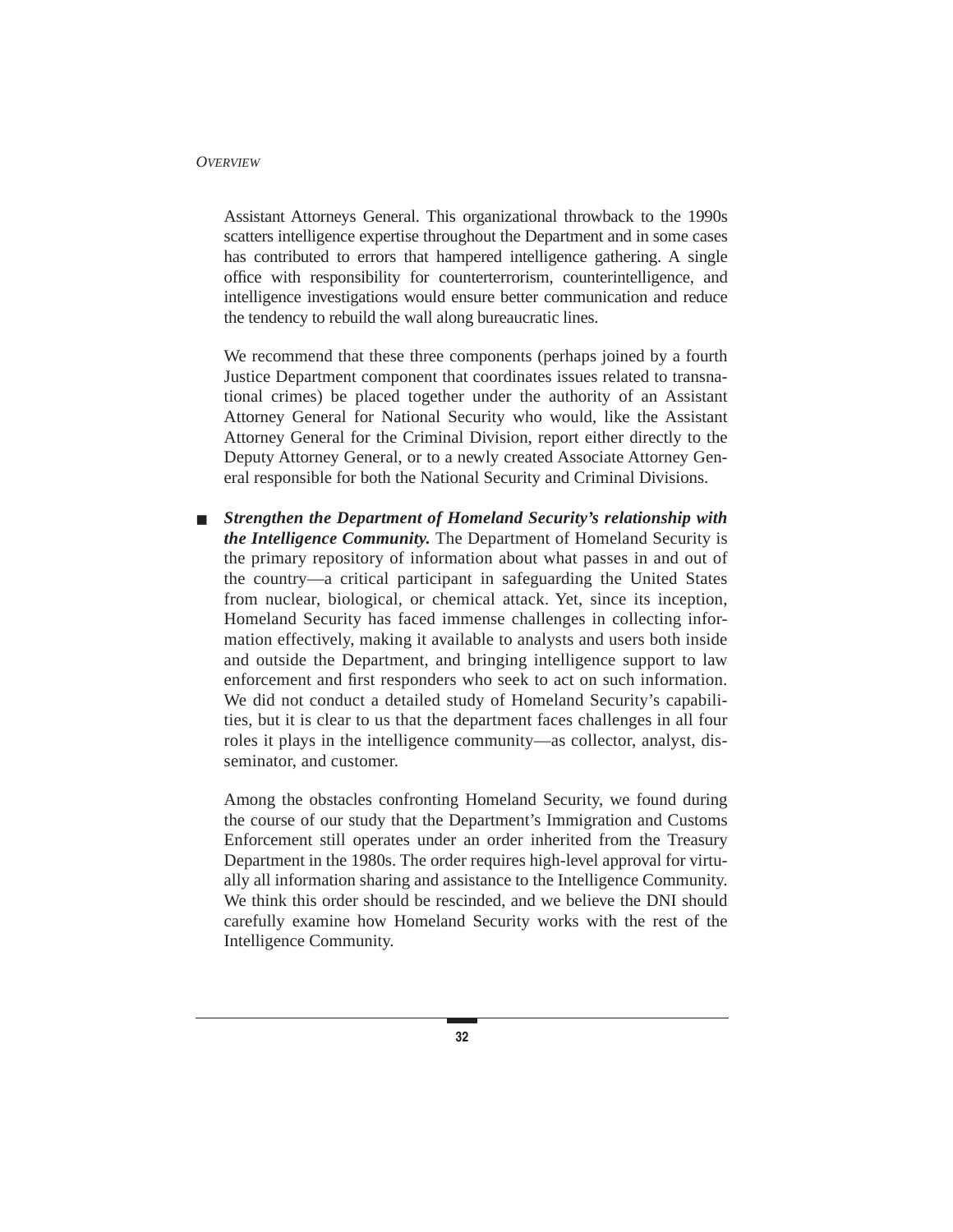Assistant Attorneys General. This organizational throwback to the 1990s scatters intelligence expertise throughout the Department and in some cases has contributed to errors that hampered intelligence gathering. A single office with responsibility for counterterrorism, counterintelligence, and intelligence investigations would ensure better communication and reduce the tendency to rebuild the wall along bureaucratic lines.

We recommend that these three components (perhaps joined by a fourth Justice Department component that coordinates issues related to transnational crimes) be placed together under the authority of an Assistant Attorney General for National Security who would, like the Assistant Attorney General for the Criminal Division, report either directly to the Deputy Attorney General, or to a newly created Associate Attorney General responsible for both the National Security and Criminal Divisions.

- ***Strengthen the Department of Homeland Security's relationship with the Intelligence Community.*** The Department of Homeland Security is the primary repository of information about what passes in and out of the country—a critical participant in safeguarding the United States from nuclear, biological, or chemical attack. Yet, since its inception, Homeland Security has faced immense challenges in collecting information effectively, making it available to analysts and users both inside and outside the Department, and bringing intelligence support to law enforcement and first responders who seek to act on such information. We did not conduct a detailed study of Homeland Security's capabilities, but it is clear to us that the department faces challenges in all four roles it plays in the intelligence community—as collector, analyst, disseminator, and customer.

  Among the obstacles confronting Homeland Security, we found during the course of our study that the Department's Immigration and Customs Enforcement still operates under an order inherited from the Treasury Department in the 1980s. The order requires high-level approval for virtually all information sharing and assistance to the Intelligence Community. We think this order should be rescinded, and we believe the DNI should carefully examine how Homeland Security works with the rest of the Intelligence Community.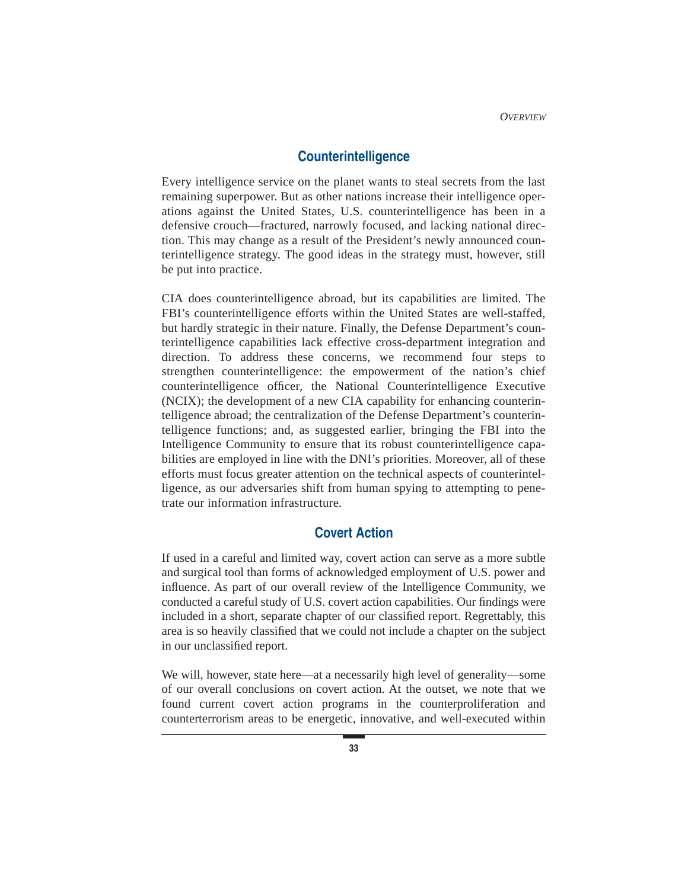## Counterintelligence

Every intelligence service on the planet wants to steal secrets from the last remaining superpower. But as other nations increase their intelligence operations against the United States, U.S. counterintelligence has been in a defensive crouch—fractured, narrowly focused, and lacking national direction. This may change as a result of the President's newly announced counterintelligence strategy. The good ideas in the strategy must, however, still be put into practice.

CIA does counterintelligence abroad, but its capabilities are limited. The FBI's counterintelligence efforts within the United States are well-staffed, but hardly strategic in their nature. Finally, the Defense Department's counterintelligence capabilities lack effective cross-department integration and direction. To address these concerns, we recommend four steps to strengthen counterintelligence: the empowerment of the nation's chief counterintelligence officer, the National Counterintelligence Executive (NCIX); the development of a new CIA capability for enhancing counterintelligence abroad; the centralization of the Defense Department's counterintelligence functions; and, as suggested earlier, bringing the FBI into the Intelligence Community to ensure that its robust counterintelligence capabilities are employed in line with the DNI's priorities. Moreover, all of these efforts must focus greater attention on the technical aspects of counterintelligence, as our adversaries shift from human spying to attempting to penetrate our information infrastructure.

## Covert Action

If used in a careful and limited way, covert action can serve as a more subtle and surgical tool than forms of acknowledged employment of U.S. power and influence. As part of our overall review of the Intelligence Community, we conducted a careful study of U.S. covert action capabilities. Our findings were included in a short, separate chapter of our classified report. Regrettably, this area is so heavily classified that we could not include a chapter on the subject in our unclassified report.

We will, however, state here—at a necessarily high level of generality—some of our overall conclusions on covert action. At the outset, we note that we found current covert action programs in the counterproliferation and counterterrorism areas to be energetic, innovative, and well-executed within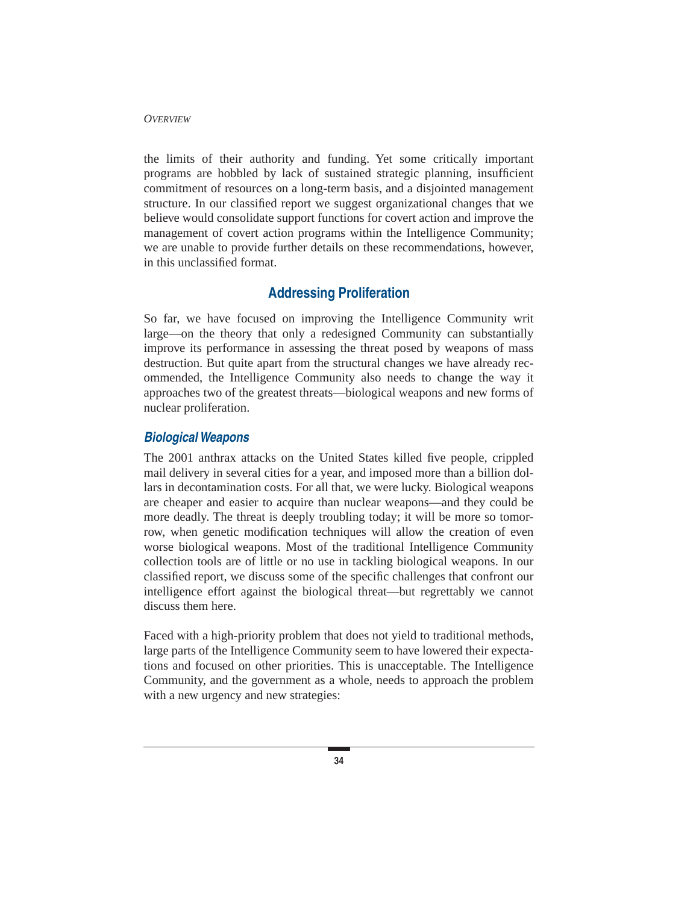the limits of their authority and funding. Yet some critically important programs are hobbled by lack of sustained strategic planning, insufficient commitment of resources on a long-term basis, and a disjointed management structure. In our classified report we suggest organizational changes that we believe would consolidate support functions for covert action and improve the management of covert action programs within the Intelligence Community; we are unable to provide further details on these recommendations, however, in this unclassified format.

## Addressing Proliferation

So far, we have focused on improving the Intelligence Community writ large—on the theory that only a redesigned Community can substantially improve its performance in assessing the threat posed by weapons of mass destruction. But quite apart from the structural changes we have already recommended, the Intelligence Community also needs to change the way it approaches two of the greatest threats—biological weapons and new forms of nuclear proliferation.

### *Biological Weapons*

The 2001 anthrax attacks on the United States killed five people, crippled mail delivery in several cities for a year, and imposed more than a billion dollars in decontamination costs. For all that, we were lucky. Biological weapons are cheaper and easier to acquire than nuclear weapons—and they could be more deadly. The threat is deeply troubling today; it will be more so tomorrow, when genetic modification techniques will allow the creation of even worse biological weapons. Most of the traditional Intelligence Community collection tools are of little or no use in tackling biological weapons. In our classified report, we discuss some of the specific challenges that confront our intelligence effort against the biological threat—but regrettably we cannot discuss them here.

Faced with a high-priority problem that does not yield to traditional methods, large parts of the Intelligence Community seem to have lowered their expectations and focused on other priorities. This is unacceptable. The Intelligence Community, and the government as a whole, needs to approach the problem with a new urgency and new strategies: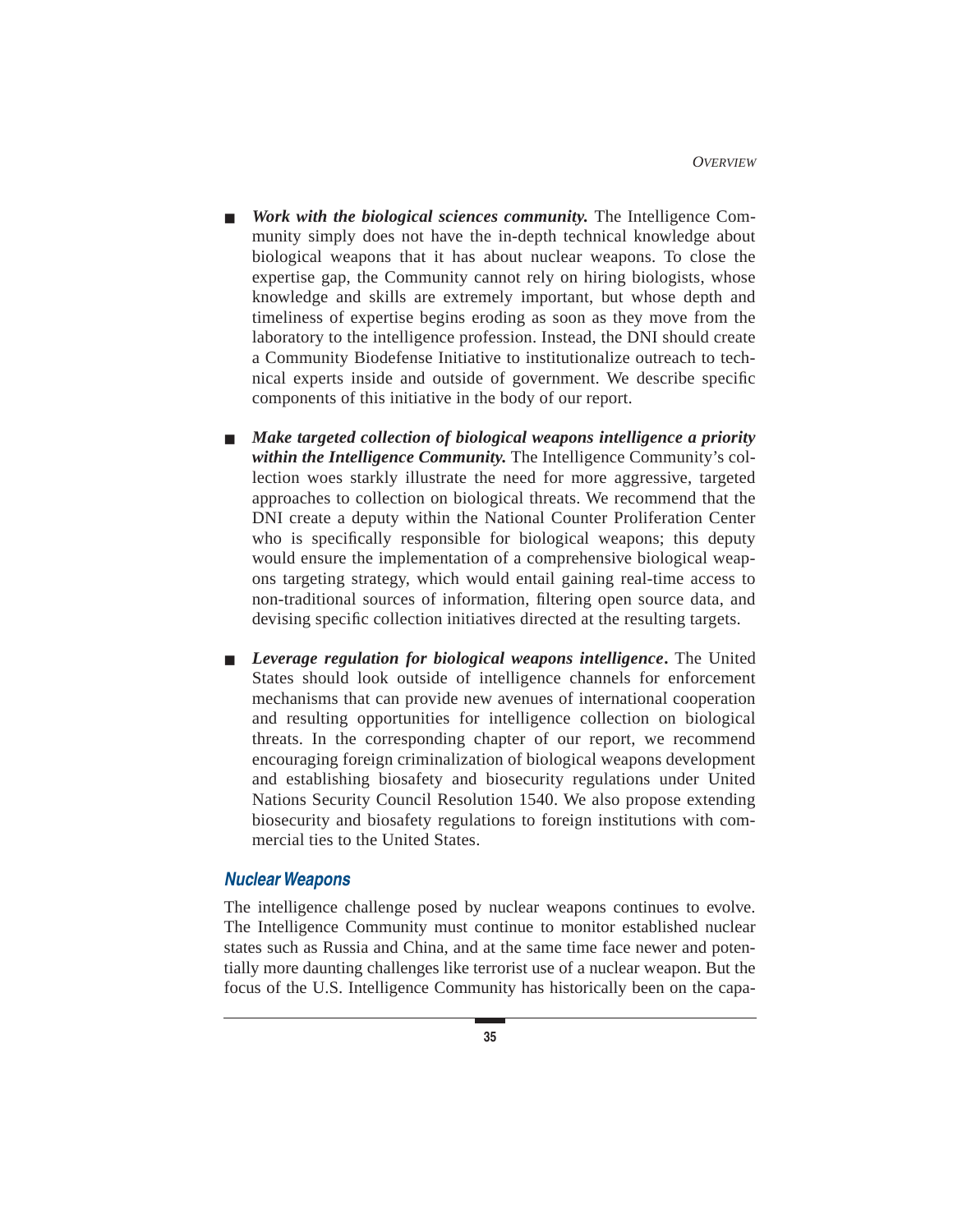- ***Work with the biological sciences community.*** The Intelligence Community simply does not have the in-depth technical knowledge about biological weapons that it has about nuclear weapons. To close the expertise gap, the Community cannot rely on hiring biologists, whose knowledge and skills are extremely important, but whose depth and timeliness of expertise begins eroding as soon as they move from the laboratory to the intelligence profession. Instead, the DNI should create a Community Biodefense Initiative to institutionalize outreach to technical experts inside and outside of government. We describe specific components of this initiative in the body of our report.

- ***Make targeted collection of biological weapons intelligence a priority within the Intelligence Community.*** The Intelligence Community's collection woes starkly illustrate the need for more aggressive, targeted approaches to collection on biological threats. We recommend that the DNI create a deputy within the National Counter Proliferation Center who is specifically responsible for biological weapons; this deputy would ensure the implementation of a comprehensive biological weapons targeting strategy, which would entail gaining real-time access to non-traditional sources of information, filtering open source data, and devising specific collection initiatives directed at the resulting targets.

- ***Leverage regulation for biological weapons intelligence.*** The United States should look outside of intelligence channels for enforcement mechanisms that can provide new avenues of international cooperation and resulting opportunities for intelligence collection on biological threats. In the corresponding chapter of our report, we recommend encouraging foreign criminalization of biological weapons development and establishing biosafety and biosecurity regulations under United Nations Security Council Resolution 1540. We also propose extending biosecurity and biosafety regulations to foreign institutions with commercial ties to the United States.

## Nuclear Weapons

The intelligence challenge posed by nuclear weapons continues to evolve. The Intelligence Community must continue to monitor established nuclear states such as Russia and China, and at the same time face newer and potentially more daunting challenges like terrorist use of a nuclear weapon. But the focus of the U.S. Intelligence Community has historically been on the capa-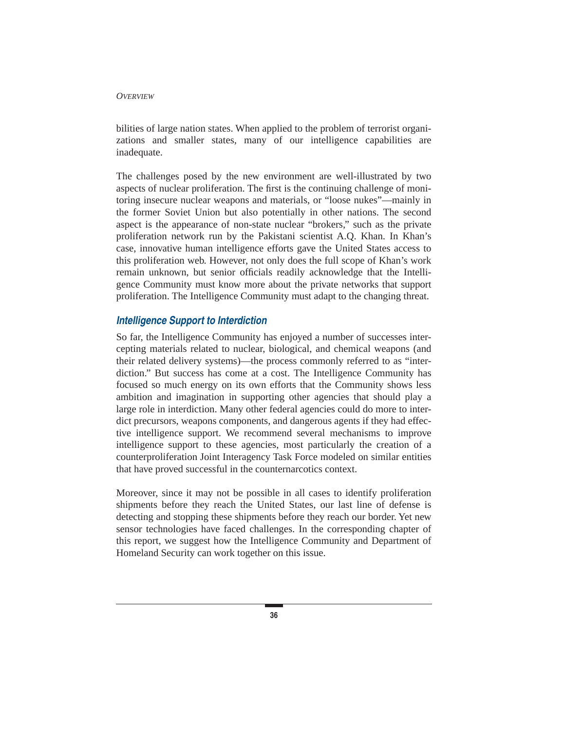bilities of large nation states. When applied to the problem of terrorist organizations and smaller states, many of our intelligence capabilities are inadequate.

The challenges posed by the new environment are well-illustrated by two aspects of nuclear proliferation. The first is the continuing challenge of monitoring insecure nuclear weapons and materials, or "loose nukes"—mainly in the former Soviet Union but also potentially in other nations. The second aspect is the appearance of non-state nuclear "brokers," such as the private proliferation network run by the Pakistani scientist A.Q. Khan. In Khan's case, innovative human intelligence efforts gave the United States access to this proliferation web. However, not only does the full scope of Khan's work remain unknown, but senior officials readily acknowledge that the Intelligence Community must know more about the private networks that support proliferation. The Intelligence Community must adapt to the changing threat.

### *Intelligence Support to Interdiction*

So far, the Intelligence Community has enjoyed a number of successes intercepting materials related to nuclear, biological, and chemical weapons (and their related delivery systems)—the process commonly referred to as "interdiction." But success has come at a cost. The Intelligence Community has focused so much energy on its own efforts that the Community shows less ambition and imagination in supporting other agencies that should play a large role in interdiction. Many other federal agencies could do more to interdict precursors, weapons components, and dangerous agents if they had effective intelligence support. We recommend several mechanisms to improve intelligence support to these agencies, most particularly the creation of a counterproliferation Joint Interagency Task Force modeled on similar entities that have proved successful in the counternarcotics context.

Moreover, since it may not be possible in all cases to identify proliferation shipments before they reach the United States, our last line of defense is detecting and stopping these shipments before they reach our border. Yet new sensor technologies have faced challenges. In the corresponding chapter of this report, we suggest how the Intelligence Community and Department of Homeland Security can work together on this issue.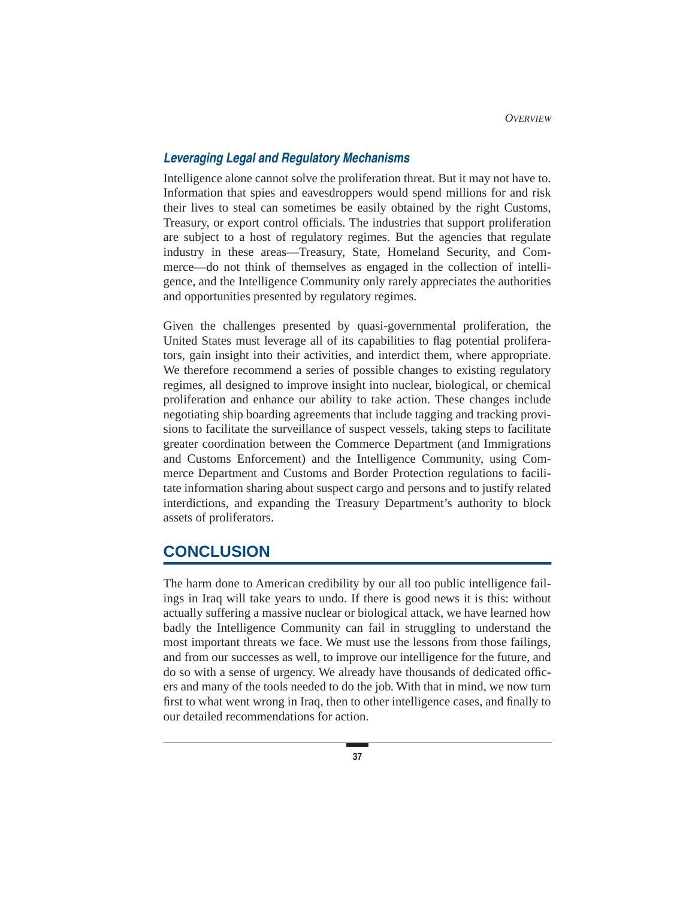### *Leveraging Legal and Regulatory Mechanisms*

Intelligence alone cannot solve the proliferation threat. But it may not have to. Information that spies and eavesdroppers would spend millions for and risk their lives to steal can sometimes be easily obtained by the right Customs, Treasury, or export control officials. The industries that support proliferation are subject to a host of regulatory regimes. But the agencies that regulate industry in these areas—Treasury, State, Homeland Security, and Commerce—do not think of themselves as engaged in the collection of intelligence, and the Intelligence Community only rarely appreciates the authorities and opportunities presented by regulatory regimes.

Given the challenges presented by quasi-governmental proliferation, the United States must leverage all of its capabilities to flag potential proliferators, gain insight into their activities, and interdict them, where appropriate. We therefore recommend a series of possible changes to existing regulatory regimes, all designed to improve insight into nuclear, biological, or chemical proliferation and enhance our ability to take action. These changes include negotiating ship boarding agreements that include tagging and tracking provisions to facilitate the surveillance of suspect vessels, taking steps to facilitate greater coordination between the Commerce Department (and Immigrations and Customs Enforcement) and the Intelligence Community, using Commerce Department and Customs and Border Protection regulations to facilitate information sharing about suspect cargo and persons and to justify related interdictions, and expanding the Treasury Department's authority to block assets of proliferators.

## CONCLUSION

The harm done to American credibility by our all too public intelligence failings in Iraq will take years to undo. If there is good news it is this: without actually suffering a massive nuclear or biological attack, we have learned how badly the Intelligence Community can fail in struggling to understand the most important threats we face. We must use the lessons from those failings, and from our successes as well, to improve our intelligence for the future, and do so with a sense of urgency. We already have thousands of dedicated officers and many of the tools needed to do the job. With that in mind, we now turn first to what went wrong in Iraq, then to other intelligence cases, and finally to our detailed recommendations for action.